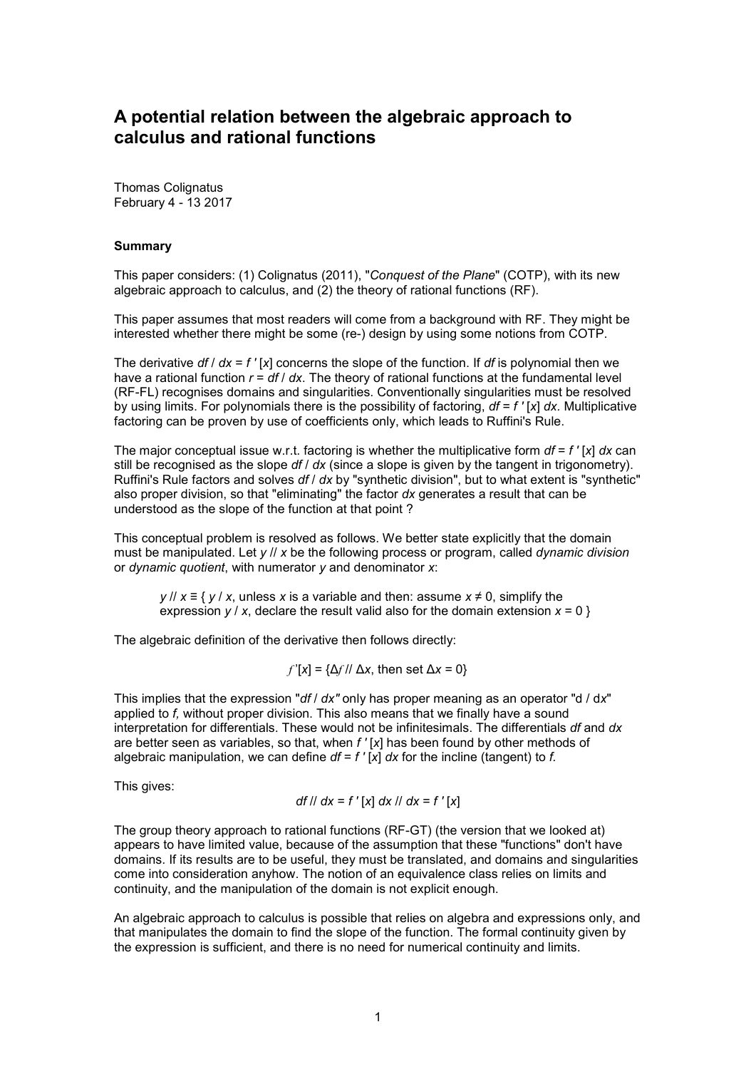# A potential relation between the algebraic approach to calculus and rational functions

Thomas Colignatus
February 4 - 13 2017

**Summary**

This paper considers: (1) Colignatus (2011), "*Conquest of the Plane*" (COTP), with its new algebraic approach to calculus, and (2) the theory of rational functions (RF).

This paper assumes that most readers will come from a background with RF. They might be interested whether there might be some (re-) design by using some notions from COTP.

The derivative $df / dx = f\,'[x]$ concerns the slope of the function. If $df$ is polynomial then we have a rational function $r = df / dx$. The theory of rational functions at the fundamental level (RF-FL) recognises domains and singularities. Conventionally singularities must be resolved by using limits. For polynomials there is the possibility of factoring, $df = f\,'[x]\,dx$. Multiplicative factoring can be proven by use of coefficients only, which leads to Ruffini's Rule.

The major conceptual issue w.r.t. factoring is whether the multiplicative form $df = f\,'[x]\,dx$ can still be recognised as the slope $df / dx$ (since a slope is given by the tangent in trigonometry). Ruffini's Rule factors and solves $df / dx$ by "synthetic division", but to what extent is "synthetic" also proper division, so that "eliminating" the factor $dx$ generates a result that can be understood as the slope of the function at that point ?

This conceptual problem is resolved as follows. We better state explicitly that the domain must be manipulated. Let $y$ // $x$ be the following process or program, called *dynamic division* or *dynamic quotient*, with numerator $y$ and denominator $x$:

> $y$ // $x \equiv$ { $y / x$, unless $x$ is a variable and then: assume $x \neq 0$, simplify the expression $y / x$, declare the result valid also for the domain extension $x = 0$ }

The algebraic definition of the derivative then follows directly:

$$f\,'[x] = \{\Delta f \,//\, \Delta x, \text{ then set } \Delta x = 0\}$$

This implies that the expression "$df / dx$" only has proper meaning as an operator "d / d$x$" applied to $f$, without proper division. This also means that we finally have a sound interpretation for differentials. These would not be infinitesimals. The differentials $df$ and $dx$ are better seen as variables, so that, when $f\,'[x]$ has been found by other methods of algebraic manipulation, we can define $df = f\,'[x]\,dx$ for the incline (tangent) to $f$.

This gives:

$$df \,//\, dx = f\,'[x]\,dx \,//\, dx = f\,'[x]$$

The group theory approach to rational functions (RF-GT) (the version that we looked at) appears to have limited value, because of the assumption that these "functions" don't have domains. If its results are to be useful, they must be translated, and domains and singularities come into consideration anyhow. The notion of an equivalence class relies on limits and continuity, and the manipulation of the domain is not explicit enough.

An algebraic approach to calculus is possible that relies on algebra and expressions only, and that manipulates the domain to find the slope of the function. The formal continuity given by the expression is sufficient, and there is no need for numerical continuity and limits.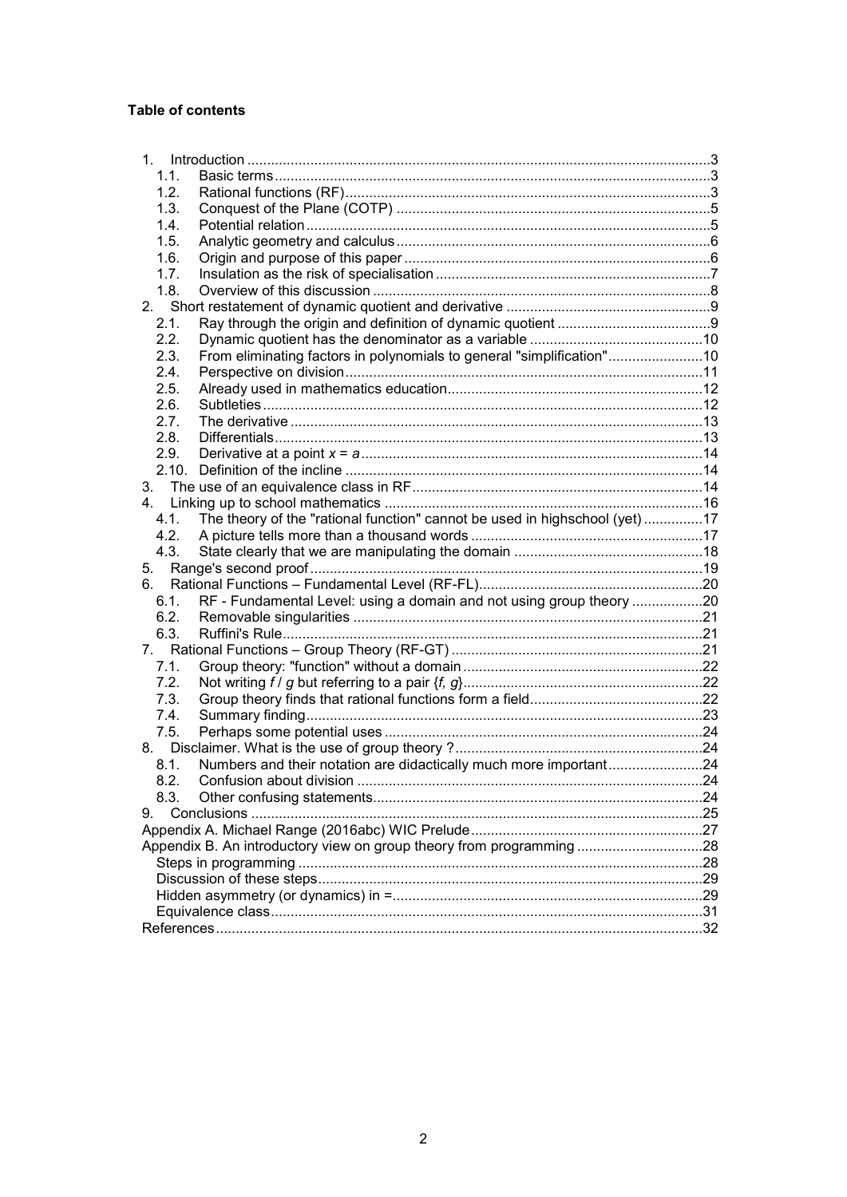**Table of contents**

1. Introduction ....................................................................................................................3
   - 1.1. Basic terms.............................................................................................................3
   - 1.2. Rational functions (RF)............................................................................................3
   - 1.3. Conquest of the Plane (COTP) ...............................................................................5
   - 1.4. Potential relation.....................................................................................................5
   - 1.5. Analytic geometry and calculus...............................................................................6
   - 1.6. Origin and purpose of this paper.............................................................................6
   - 1.7. Insulation as the risk of specialisation.....................................................................7
   - 1.8. Overview of this discussion.....................................................................................8
2. Short restatement of dynamic quotient and derivative ...................................................9
   - 2.1. Ray through the origin and definition of dynamic quotient ......................................9
   - 2.2. Dynamic quotient has the denominator as a variable ............................................10
   - 2.3. From eliminating factors in polynomials to general "simplification"........................10
   - 2.4. Perspective on division..........................................................................................11
   - 2.5. Already used in mathematics education................................................................12
   - 2.6. Subtleties..............................................................................................................12
   - 2.7. The derivative ........................................................................................................13
   - 2.8. Differentials...........................................................................................................13
   - 2.9. Derivative at a point $x = a$......................................................................................14
   - 2.10. Definition of the incline ..........................................................................................14
3. The use of an equivalence class in RF.........................................................................14
4. Linking up to school mathematics ................................................................................16
   - 4.1. The theory of the "rational function" cannot be used in highschool (yet) ...............17
   - 4.2. A picture tells more than a thousand words ..........................................................17
   - 4.3. State clearly that we are manipulating the domain ................................................18
5. Range's second proof..................................................................................................19
6. Rational Functions – Fundamental Level (RF-FL).........................................................20
   - 6.1. RF - Fundamental Level: using a domain and not using group theory ..................20
   - 6.2. Removable singularities ........................................................................................21
   - 6.3. Ruffini's Rule..........................................................................................................21
7. Rational Functions – Group Theory (RF-GT) ...............................................................21
   - 7.1. Group theory: "function" without a domain ............................................................22
   - 7.2. Not writing $f / g$ but referring to a pair $\{f, g\}$............................................................22
   - 7.3. Group theory finds that rational functions form a field............................................22
   - 7.4. Summary finding....................................................................................................23
   - 7.5. Perhaps some potential uses ................................................................................24
8. Disclaimer. What is the use of group theory ?..............................................................24
   - 8.1. Numbers and their notation are didactically much more important........................24
   - 8.2. Confusion about division .......................................................................................24
   - 8.3. Other confusing statements...................................................................................24
9. Conclusions .................................................................................................................25

Appendix A. Michael Range (2016abc) WIC Prelude..........................................................27

Appendix B. An introductory view on group theory from programming ................................28
   - Steps in programming ......................................................................................................28
   - Discussion of these steps.................................................................................................29
   - Hidden asymmetry (or dynamics) in =..............................................................................29
   - Equivalence class.............................................................................................................31

References..........................................................................................................................32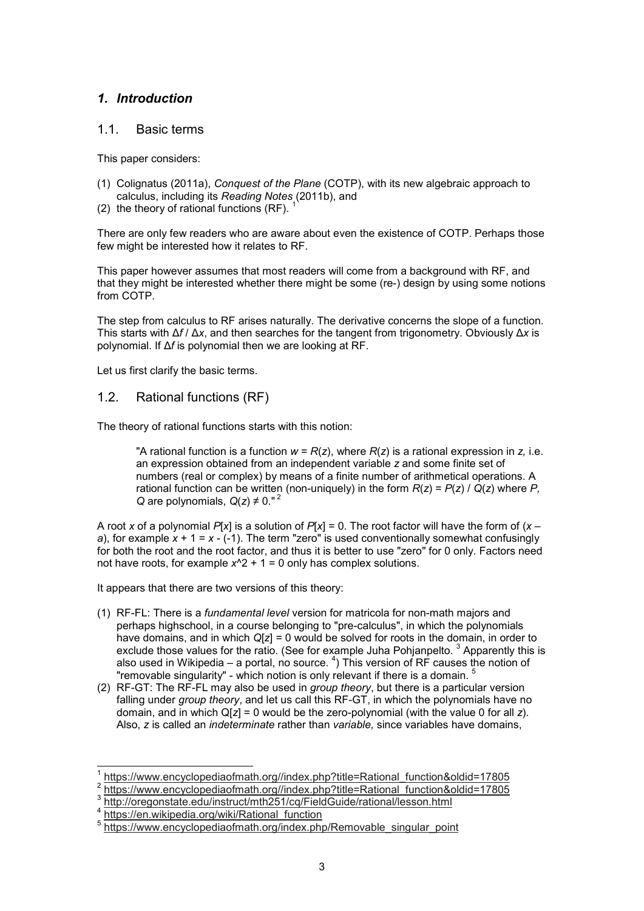## *1. Introduction*

### 1.1. Basic terms

This paper considers:

1. Colignatus (2011a), *Conquest of the Plane* (COTP), with its new algebraic approach to calculus, including its *Reading Notes* (2011b), and
2. the theory of rational functions (RF). [1]

There are only few readers who are aware about even the existence of COTP. Perhaps those few might be interested how it relates to RF.

This paper however assumes that most readers will come from a background with RF, and that they might be interested whether there might be some (re-) design by using some notions from COTP.

The step from calculus to RF arises naturally. The derivative concerns the slope of a function. This starts with $\Delta f$ / $\Delta x$, and then searches for the tangent from trigonometry. Obviously $\Delta x$ is polynomial. If $\Delta f$ is polynomial then we are looking at RF.

Let us first clarify the basic terms.

### 1.2. Rational functions (RF)

The theory of rational functions starts with this notion:

> "A rational function is a function $w = R(z)$, where $R(z)$ is a rational expression in $z$, i.e. an expression obtained from an independent variable $z$ and some finite set of numbers (real or complex) by means of a finite number of arithmetical operations. A rational function can be written (non-uniquely) in the form $R(z) = P(z) / Q(z)$ where $P$, $Q$ are polynomials, $Q(z) \neq 0$." [2]

A root $x$ of a polynomial $P[x]$ is a solution of $P[x] = 0$. The root factor will have the form of $(x - a)$, for example $x + 1 = x - (-1)$. The term "zero" is used conventionally somewhat confusingly for both the root and the root factor, and thus it is better to use "zero" for 0 only. Factors need not have roots, for example $x^2 + 1 = 0$ only has complex solutions.

It appears that there are two versions of this theory:

1. RF-FL: There is a *fundamental level* version for matricola for non-math majors and perhaps highschool, in a course belonging to "pre-calculus", in which the polynomials have domains, and in which $Q[z] = 0$ would be solved for roots in the domain, in order to exclude those values for the ratio. (See for example Juha Pohjanpelto. [3] Apparently this is also used in Wikipedia – a portal, no source. [4]) This version of RF causes the notion of "removable singularity" - which notion is only relevant if there is a domain. [5]
2. RF-GT: The RF-FL may also be used in *group theory*, but there is a particular version falling under *group theory*, and let us call this RF-GT, in which the polynomials have no domain, and in which $Q[z] = 0$ would be the zero-polynomial (with the value 0 for all $z$). Also, $z$ is called an *indeterminate* rather than *variable,* since variables have domains,

---

[1] https://www.encyclopediaofmath.org//index.php?title=Rational_function&oldid=17805

[2] https://www.encyclopediaofmath.org//index.php?title=Rational_function&oldid=17805

[3] http://oregonstate.edu/instruct/mth251/cq/FieldGuide/rational/lesson.html

[4] https://en.wikipedia.org/wiki/Rational_function

[5] https://www.encyclopediaofmath.org/index.php/Removable_singular_point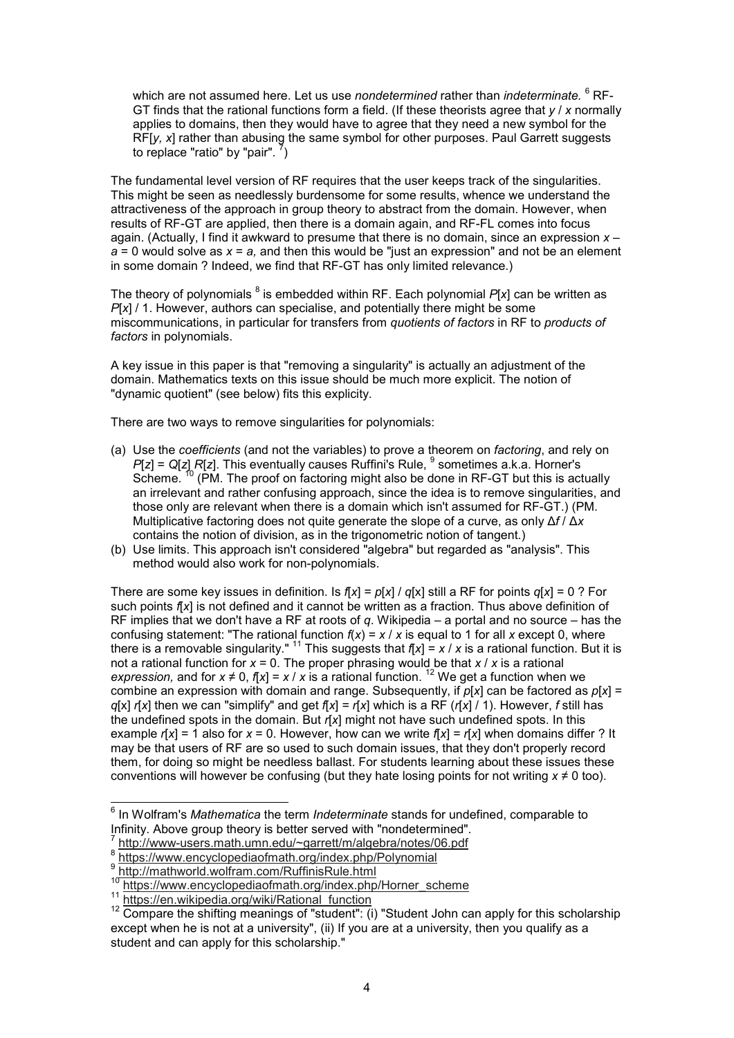which are not assumed here. Let us use *nondetermined* rather than *indeterminate.* [6] RF-GT finds that the rational functions form a field. (If these theorists agree that $y / x$ normally applies to domains, then they would have to agree that they need a new symbol for the RF[$y$, $x$] rather than abusing the same symbol for other purposes. Paul Garrett suggests to replace "ratio" by "pair". [7])

The fundamental level version of RF requires that the user keeps track of the singularities. This might be seen as needlessly burdensome for some results, whence we understand the attractiveness of the approach in group theory to abstract from the domain. However, when results of RF-GT are applied, then there is a domain again, and RF-FL comes into focus again. (Actually, I find it awkward to presume that there is no domain, since an expression $x - a = 0$ would solve as $x = a$, and then this would be "just an expression" and not be an element in some domain ? Indeed, we find that RF-GT has only limited relevance.)

The theory of polynomials [8] is embedded within RF. Each polynomial $P[x]$ can be written as $P[x] / 1$. However, authors can specialise, and potentially there might be some miscommunications, in particular for transfers from *quotients of factors* in RF to *products of factors* in polynomials.

A key issue in this paper is that "removing a singularity" is actually an adjustment of the domain. Mathematics texts on this issue should be much more explicit. The notion of "dynamic quotient" (see below) fits this explicity.

There are two ways to remove singularities for polynomials:

(a) Use the *coefficients* (and not the variables) to prove a theorem on *factoring*, and rely on $P[z] = Q[z] R[z]$. This eventually causes Ruffini's Rule, [9] sometimes a.k.a. Horner's Scheme. [10] (PM. The proof on factoring might also be done in RF-GT but this is actually an irrelevant and rather confusing approach, since the idea is to remove singularities, and those only are relevant when there is a domain which isn't assumed for RF-GT.) (PM. Multiplicative factoring does not quite generate the slope of a curve, as only $\Delta f / \Delta x$ contains the notion of division, as in the trigonometric notion of tangent.)

(b) Use limits. This approach isn't considered "algebra" but regarded as "analysis". This method would also work for non-polynomials.

There are some key issues in definition. Is $f[x] = p[x] / q[x]$ still a RF for points $q[x] = 0$ ? For such points $f[x]$ is not defined and it cannot be written as a fraction. Thus above definition of RF implies that we don't have a RF at roots of $q$. Wikipedia – a portal and no source – has the confusing statement: "The rational function $f(x) = x / x$ is equal to 1 for all $x$ except 0, where there is a removable singularity." [11] This suggests that $f[x] = x / x$ is a rational function. But it is not a rational function for $x = 0$. The proper phrasing would be that $x / x$ is a rational *expression,* and for $x \neq 0$, $f[x] = x / x$ is a rational function. [12] We get a function when we combine an expression with domain and range. Subsequently, if $p[x]$ can be factored as $p[x] = q[x] r[x]$ then we can "simplify" and get $f[x] = r[x]$ which is a RF ($r[x] / 1$). However, $f$ still has the undefined spots in the domain. But $r[x]$ might not have such undefined spots. In this example $r[x] = 1$ also for $x = 0$. However, how can we write $f[x] = r[x]$ when domains differ ? It may be that users of RF are so used to such domain issues, that they don't properly record them, for doing so might be needless ballast. For students learning about these issues these conventions will however be confusing (but they hate losing points for not writing $x \neq 0$ too).

---

[6] In Wolfram's *Mathematica* the term *Indeterminate* stands for undefined, comparable to Infinity. Above group theory is better served with "nondetermined".

[7] http://www-users.math.umn.edu/~garrett/m/algebra/notes/06.pdf

[8] https://www.encyclopediaofmath.org/index.php/Polynomial

[9] http://mathworld.wolfram.com/RuffinisRule.html

[10] https://www.encyclopediaofmath.org/index.php/Horner_scheme

[11] https://en.wikipedia.org/wiki/Rational_function

[12] Compare the shifting meanings of "student": (i) "Student John can apply for this scholarship except when he is not at a university", (ii) If you are at a university, then you qualify as a student and can apply for this scholarship."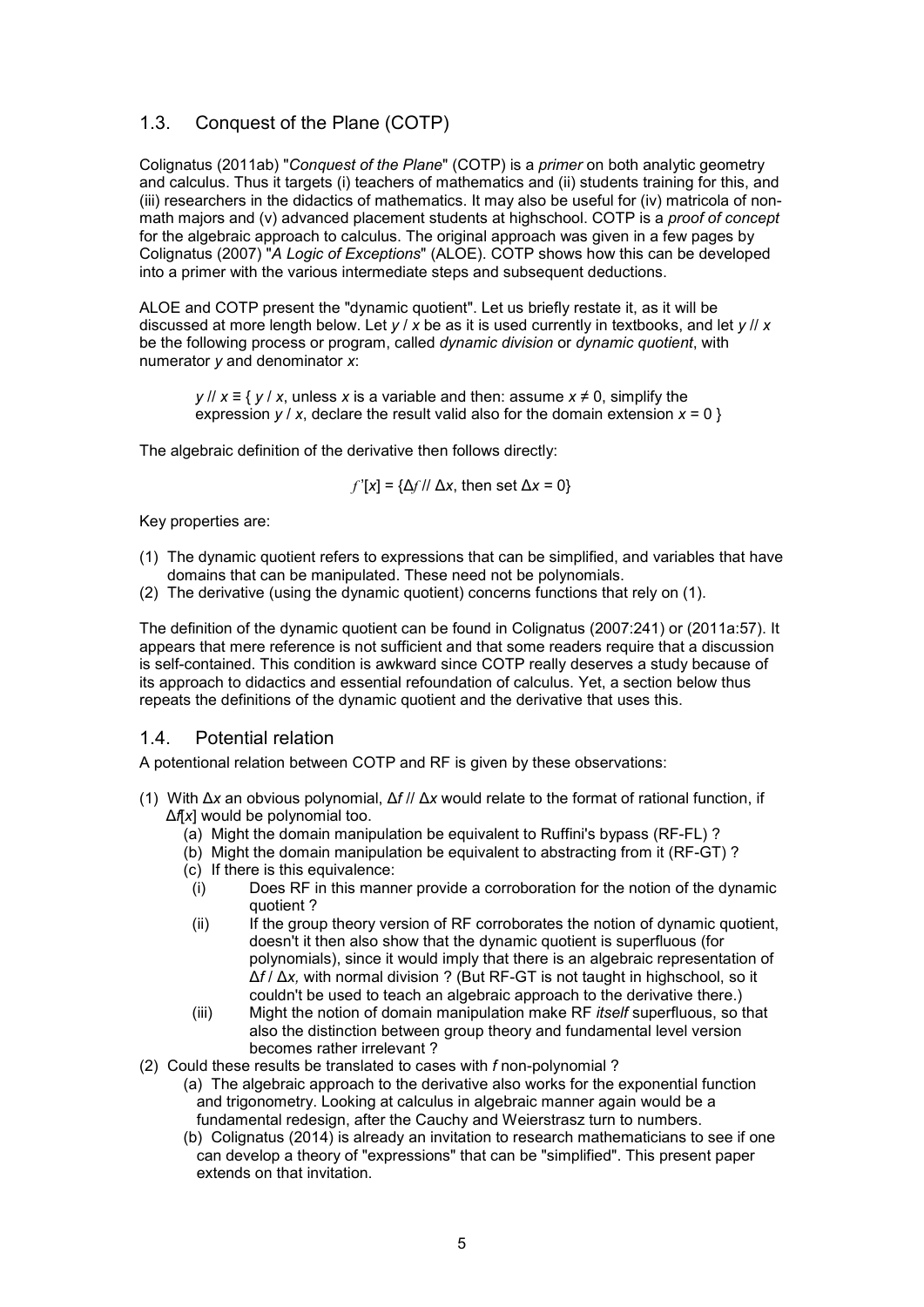## 1.3. Conquest of the Plane (COTP)

Colignatus (2011ab) "*Conquest of the Plane*" (COTP) is a *primer* on both analytic geometry and calculus. Thus it targets (i) teachers of mathematics and (ii) students training for this, and (iii) researchers in the didactics of mathematics. It may also be useful for (iv) matricola of non-math majors and (v) advanced placement students at highschool. COTP is a *proof of concept* for the algebraic approach to calculus. The original approach was given in a few pages by Colignatus (2007) "*A Logic of Exceptions*" (ALOE). COTP shows how this can be developed into a primer with the various intermediate steps and subsequent deductions.

ALOE and COTP present the "dynamic quotient". Let us briefly restate it, as it will be discussed at more length below. Let $y / x$ be as it is used currently in textbooks, and let $y // x$ be the following process or program, called *dynamic division* or *dynamic quotient*, with numerator $y$ and denominator $x$:

> $y // x \equiv \{ y / x$, unless $x$ is a variable and then: assume $x \neq 0$, simplify the expression $y / x$, declare the result valid also for the domain extension $x = 0 \}$

The algebraic definition of the derivative then follows directly:

$$f'[x] = \{\Delta f // \Delta x, \text{ then set } \Delta x = 0\}$$

Key properties are:

1. The dynamic quotient refers to expressions that can be simplified, and variables that have domains that can be manipulated. These need not be polynomials.
2. The derivative (using the dynamic quotient) concerns functions that rely on (1).

The definition of the dynamic quotient can be found in Colignatus (2007:241) or (2011a:57). It appears that mere reference is not sufficient and that some readers require that a discussion is self-contained. This condition is awkward since COTP really deserves a study because of its approach to didactics and essential refoundation of calculus. Yet, a section below thus repeats the definitions of the dynamic quotient and the derivative that uses this.

## 1.4. Potential relation

A potentional relation between COTP and RF is given by these observations:

1. With $\Delta x$ an obvious polynomial, $\Delta f // \Delta x$ would relate to the format of rational function, if $\Delta f[x]$ would be polynomial too.
   - (a) Might the domain manipulation be equivalent to Ruffini's bypass (RF-FL) ?
   - (b) Might the domain manipulation be equivalent to abstracting from it (RF-GT) ?
   - (c) If there is this equivalence:
     - (i) Does RF in this manner provide a corroboration for the notion of the dynamic quotient ?
     - (ii) If the group theory version of RF corroborates the notion of dynamic quotient, doesn't it then also show that the dynamic quotient is superfluous (for polynomials), since it would imply that there is an algebraic representation of $\Delta f / \Delta x$, with normal division ? (But RF-GT is not taught in highschool, so it couldn't be used to teach an algebraic approach to the derivative there.)
     - (iii) Might the notion of domain manipulation make RF *itself* superfluous, so that also the distinction between group theory and fundamental level version becomes rather irrelevant ?
2. Could these results be translated to cases with $f$ non-polynomial ?
   - (a) The algebraic approach to the derivative also works for the exponential function and trigonometry. Looking at calculus in algebraic manner again would be a fundamental redesign, after the Cauchy and Weierstrasz turn to numbers.
   - (b) Colignatus (2014) is already an invitation to research mathematicians to see if one can develop a theory of "expressions" that can be "simplified". This present paper extends on that invitation.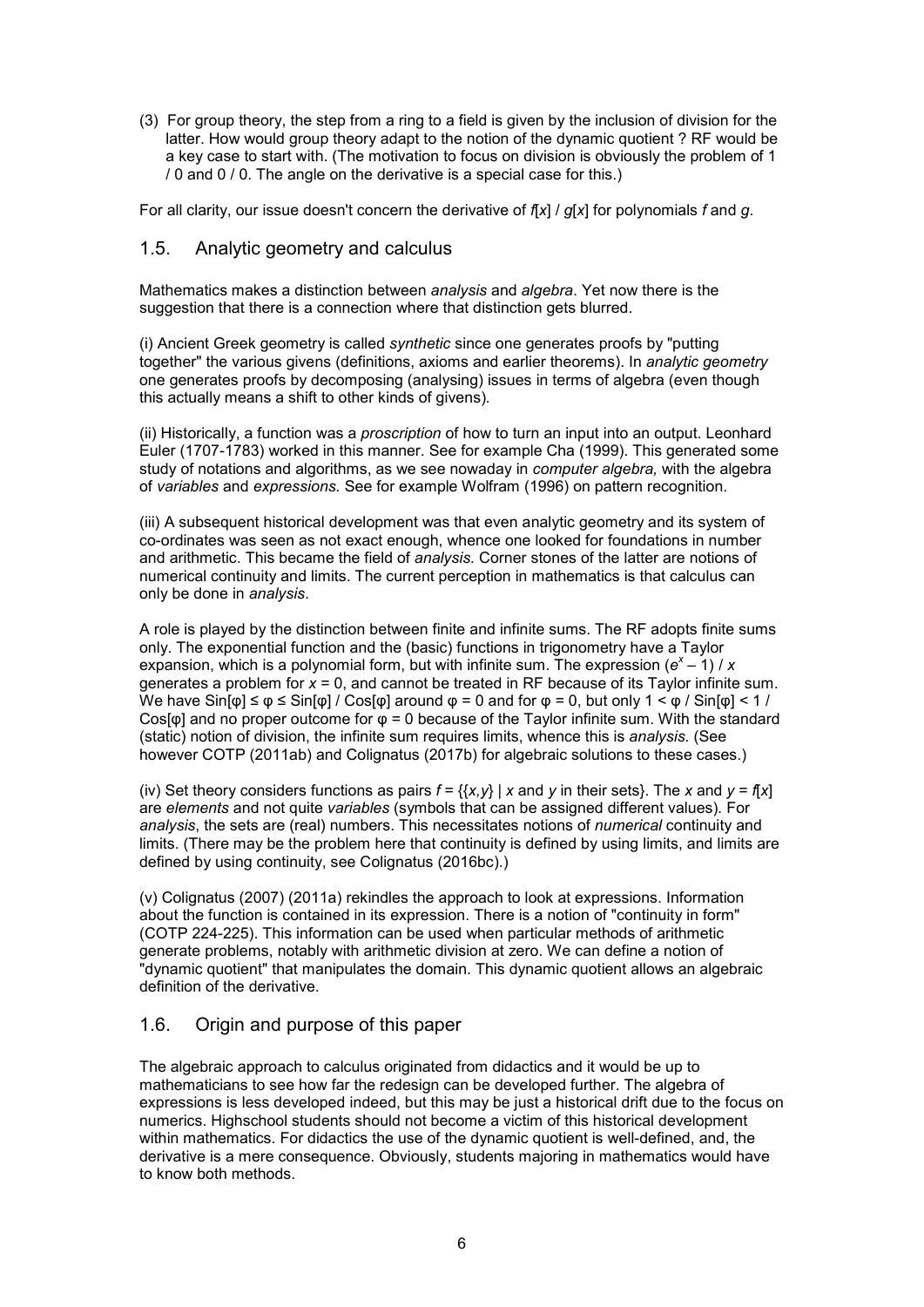(3) For group theory, the step from a ring to a field is given by the inclusion of division for the latter. How would group theory adapt to the notion of the dynamic quotient ? RF would be a key case to start with. (The motivation to focus on division is obviously the problem of 1 / 0 and 0 / 0. The angle on the derivative is a special case for this.)

For all clarity, our issue doesn't concern the derivative of $f[x] / g[x]$ for polynomials $f$ and $g$.

## 1.5. Analytic geometry and calculus

Mathematics makes a distinction between *analysis* and *algebra*. Yet now there is the suggestion that there is a connection where that distinction gets blurred.

(i) Ancient Greek geometry is called *synthetic* since one generates proofs by "putting together" the various givens (definitions, axioms and earlier theorems). In *analytic geometry* one generates proofs by decomposing (analysing) issues in terms of algebra (even though this actually means a shift to other kinds of givens).

(ii) Historically, a function was a *proscription* of how to turn an input into an output. Leonhard Euler (1707-1783) worked in this manner. See for example Cha (1999). This generated some study of notations and algorithms, as we see nowaday in *computer algebra,* with the algebra of *variables* and *expressions.* See for example Wolfram (1996) on pattern recognition.

(iii) A subsequent historical development was that even analytic geometry and its system of co-ordinates was seen as not exact enough, whence one looked for foundations in number and arithmetic. This became the field of *analysis.* Corner stones of the latter are notions of numerical continuity and limits. The current perception in mathematics is that calculus can only be done in *analysis*.

A role is played by the distinction between finite and infinite sums. The RF adopts finite sums only. The exponential function and the (basic) functions in trigonometry have a Taylor expansion, which is a polynomial form, but with infinite sum. The expression $(e^x - 1) / x$ generates a problem for $x = 0$, and cannot be treated in RF because of its Taylor infinite sum. We have $\mathrm{Sin}[\varphi] \leq \varphi \leq \mathrm{Sin}[\varphi] / \mathrm{Cos}[\varphi]$ around $\varphi = 0$ and for $\varphi = 0$, but only $1 < \varphi / \mathrm{Sin}[\varphi] < 1 / \mathrm{Cos}[\varphi]$ and no proper outcome for $\varphi = 0$ because of the Taylor infinite sum. With the standard (static) notion of division, the infinite sum requires limits, whence this is *analysis.* (See however COTP (2011ab) and Colignatus (2017b) for algebraic solutions to these cases.)

(iv) Set theory considers functions as pairs $f = \{\{x, y\} \mid x \text{ and } y \text{ in their sets}\}$. The $x$ and $y = f[x]$ are *elements* and not quite *variables* (symbols that can be assigned different values). For *analysis*, the sets are (real) numbers. This necessitates notions of *numerical* continuity and limits. (There may be the problem here that continuity is defined by using limits, and limits are defined by using continuity, see Colignatus (2016bc).)

(v) Colignatus (2007) (2011a) rekindles the approach to look at expressions. Information about the function is contained in its expression. There is a notion of "continuity in form" (COTP 224-225). This information can be used when particular methods of arithmetic generate problems, notably with arithmetic division at zero. We can define a notion of "dynamic quotient" that manipulates the domain. This dynamic quotient allows an algebraic definition of the derivative.

## 1.6. Origin and purpose of this paper

The algebraic approach to calculus originated from didactics and it would be up to mathematicians to see how far the redesign can be developed further. The algebra of expressions is less developed indeed, but this may be just a historical drift due to the focus on numerics. Highschool students should not become a victim of this historical development within mathematics. For didactics the use of the dynamic quotient is well-defined, and, the derivative is a mere consequence. Obviously, students majoring in mathematics would have to know both methods.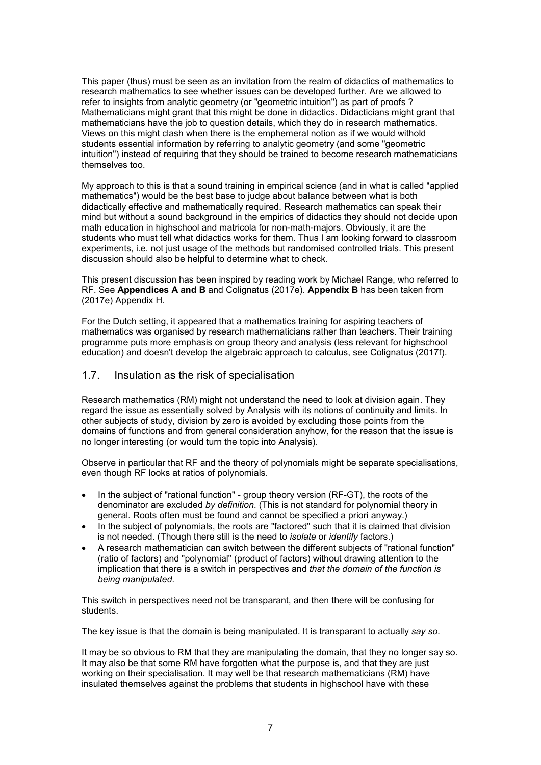This paper (thus) must be seen as an invitation from the realm of didactics of mathematics to research mathematics to see whether issues can be developed further. Are we allowed to refer to insights from analytic geometry (or "geometric intuition") as part of proofs ? Mathematicians might grant that this might be done in didactics. Didacticians might grant that mathematicians have the job to question details, which they do in research mathematics. Views on this might clash when there is the emphemeral notion as if we would withold students essential information by referring to analytic geometry (and some "geometric intuition") instead of requiring that they should be trained to become research mathematicians themselves too.

My approach to this is that a sound training in empirical science (and in what is called "applied mathematics") would be the best base to judge about balance between what is both didactically effective and mathematically required. Research mathematics can speak their mind but without a sound background in the empirics of didactics they should not decide upon math education in highschool and matricola for non-math-majors. Obviously, it are the students who must tell what didactics works for them. Thus I am looking forward to classroom experiments, i.e. not just usage of the methods but randomised controlled trials. This present discussion should also be helpful to determine what to check.

This present discussion has been inspired by reading work by Michael Range, who referred to RF. See **Appendices A and B** and Colignatus (2017e). **Appendix B** has been taken from (2017e) Appendix H.

For the Dutch setting, it appeared that a mathematics training for aspiring teachers of mathematics was organised by research mathematicians rather than teachers. Their training programme puts more emphasis on group theory and analysis (less relevant for highschool education) and doesn't develop the algebraic approach to calculus, see Colignatus (2017f).

## 1.7. Insulation as the risk of specialisation

Research mathematics (RM) might not understand the need to look at division again. They regard the issue as essentially solved by Analysis with its notions of continuity and limits. In other subjects of study, division by zero is avoided by excluding those points from the domains of functions and from general consideration anyhow, for the reason that the issue is no longer interesting (or would turn the topic into Analysis).

Observe in particular that RF and the theory of polynomials might be separate specialisations, even though RF looks at ratios of polynomials.

- In the subject of "rational function" - group theory version (RF-GT), the roots of the denominator are excluded *by definition*. (This is not standard for polynomial theory in general. Roots often must be found and cannot be specified a priori anyway.)
- In the subject of polynomials, the roots are "factored" such that it is claimed that division is not needed. (Though there still is the need to *isolate* or *identify* factors.)
- A research mathematician can switch between the different subjects of "rational function" (ratio of factors) and "polynomial" (product of factors) without drawing attention to the implication that there is a switch in perspectives and *that the domain of the function is being manipulated*.

This switch in perspectives need not be transparant, and then there will be confusing for students.

The key issue is that the domain is being manipulated. It is transparant to actually *say so*.

It may be so obvious to RM that they are manipulating the domain, that they no longer say so. It may also be that some RM have forgotten what the purpose is, and that they are just working on their specialisation. It may well be that research mathematicians (RM) have insulated themselves against the problems that students in highschool have with these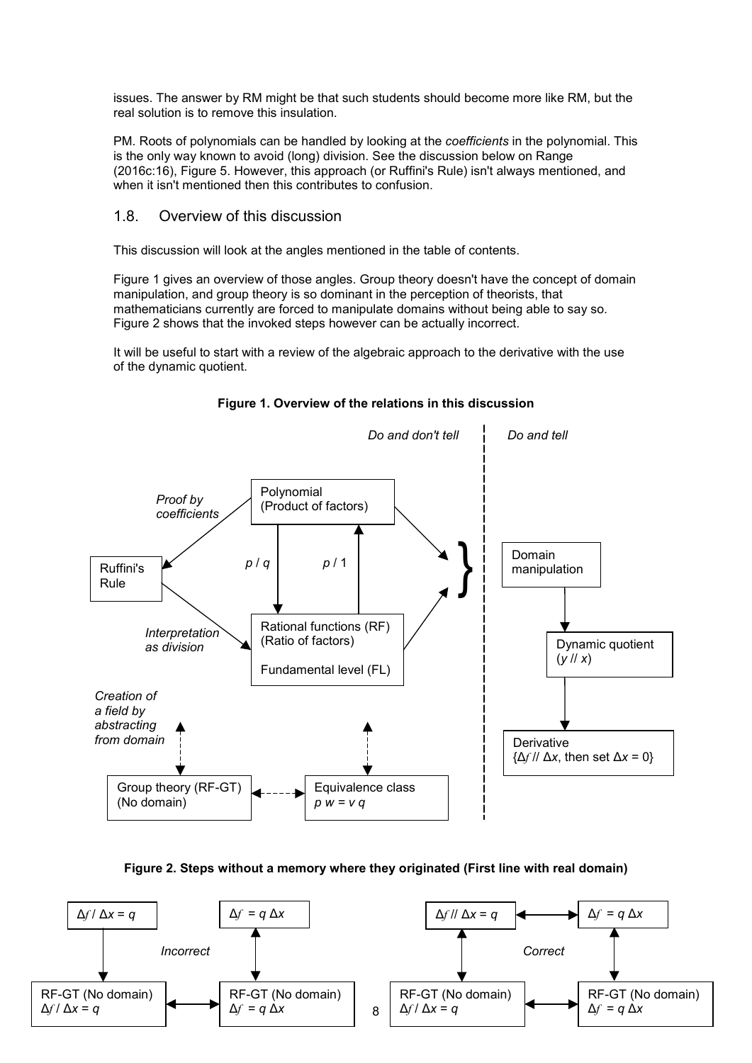issues. The answer by RM might be that such students should become more like RM, but the real solution is to remove this insulation.

PM. Roots of polynomials can be handled by looking at the *coefficients* in the polynomial. This is the only way known to avoid (long) division. See the discussion below on Range (2016c:16), Figure 5. However, this approach (or Ruffini's Rule) isn't always mentioned, and when it isn't mentioned then this contributes to confusion.

## 1.8. Overview of this discussion

This discussion will look at the angles mentioned in the table of contents.

Figure 1 gives an overview of those angles. Group theory doesn't have the concept of domain manipulation, and group theory is so dominant in the perception of theorists, that mathematicians currently are forced to manipulate domains without being able to say so. Figure 2 shows that the invoked steps however can be actually incorrect.

It will be useful to start with a review of the algebraic approach to the derivative with the use of the dynamic quotient.

**Figure 1. Overview of the relations in this discussion**

*Do and don't tell* | *Do and tell*

- Polynomial (Product of factors) → ($p$ / $q$) → Rational functions (RF) (Ratio of factors), Fundamental level (FL); Rational functions → ($p$ / 1) → Polynomial
- Polynomial → *Proof by coefficients* → Ruffini's Rule → *Interpretation as division* → Rational functions (RF)
- Polynomial and Rational functions → }
- *Creation of a field by abstracting from domain*: Group theory (RF-GT) (No domain) ↔ Equivalence class $p\ w = v\ q$
- Domain manipulation → Dynamic quotient ($y$ // $x$) → Derivative {$\Delta f$ // $\Delta x$, then set $\Delta x = 0$}

**Figure 2. Steps without a memory where they originated (First line with real domain)**

*Incorrect*:
- $\Delta f$ / $\Delta x = q$ → RF-GT (No domain) $\Delta f$ / $\Delta x = q$ ↔ RF-GT (No domain) $\Delta f = q\ \Delta x$ ↔ $\Delta f = q\ \Delta x$

*Correct*:
- $\Delta f$ // $\Delta x = q$ ↔ $\Delta f = q\ \Delta x$
- $\Delta f$ // $\Delta x = q$ ↔ RF-GT (No domain) $\Delta f$ / $\Delta x = q$ ↔ RF-GT (No domain) $\Delta f = q\ \Delta x$ ↔ $\Delta f = q\ \Delta x$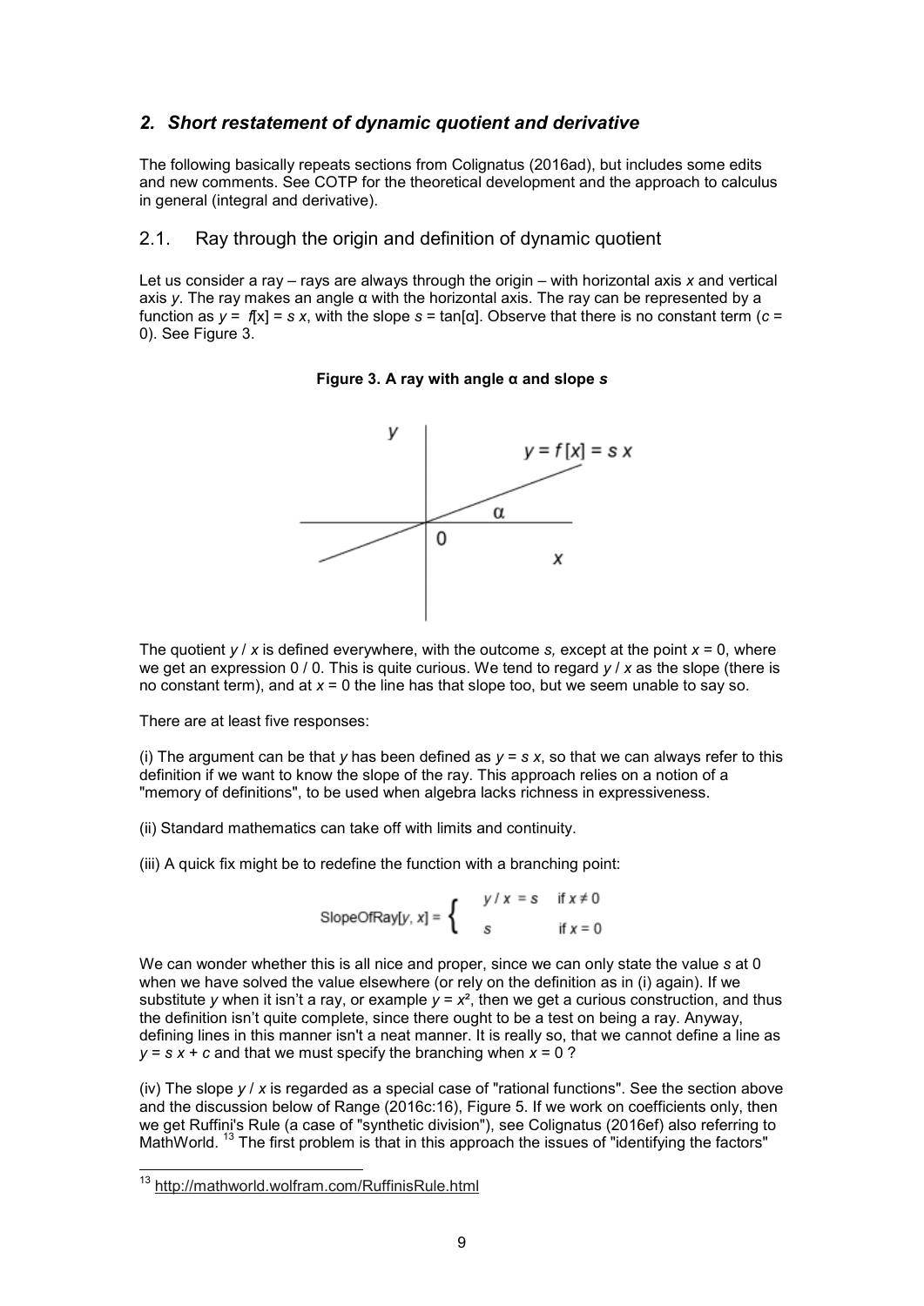## *2. Short restatement of dynamic quotient and derivative*

The following basically repeats sections from Colignatus (2016ad), but includes some edits and new comments. See COTP for the theoretical development and the approach to calculus in general (integral and derivative).

### 2.1. Ray through the origin and definition of dynamic quotient

Let us consider a ray – rays are always through the origin – with horizontal axis $x$ and vertical axis $y$. The ray makes an angle α with the horizontal axis. The ray can be represented by a function as $y = f[x] = s\ x$, with the slope $s = \tan[\alpha]$. Observe that there is no constant term ($c = 0$). See Figure 3.

**Figure 3. A ray with angle α and slope *s***

The quotient $y / x$ is defined everywhere, with the outcome $s$, except at the point $x = 0$, where we get an expression $0 / 0$. This is quite curious. We tend to regard $y / x$ as the slope (there is no constant term), and at $x = 0$ the line has that slope too, but we seem unable to say so.

There are at least five responses:

(i) The argument can be that $y$ has been defined as $y = s\ x$, so that we can always refer to this definition if we want to know the slope of the ray. This approach relies on a notion of a "memory of definitions", to be used when algebra lacks richness in expressiveness.

(ii) Standard mathematics can take off with limits and continuity.

(iii) A quick fix might be to redefine the function with a branching point:

$$\text{SlopeOfRay}[y, x] = \begin{cases} y / x = s & \text{if } x \neq 0 \\ s & \text{if } x = 0 \end{cases}$$

We can wonder whether this is all nice and proper, since we can only state the value $s$ at 0 when we have solved the value elsewhere (or rely on the definition as in (i) again). If we substitute $y$ when it isn't a ray, or example $y = x^2$, then we get a curious construction, and thus the definition isn't quite complete, since there ought to be a test on being a ray. Anyway, defining lines in this manner isn't a neat manner. It is really so, that we cannot define a line as $y = s\ x + c$ and that we must specify the branching when $x = 0$ ?

(iv) The slope $y / x$ is regarded as a special case of "rational functions". See the section above and the discussion below of Range (2016c:16), Figure 5. If we work on coefficients only, then we get Ruffini's Rule (a case of "synthetic division"), see Colignatus (2016ef) also referring to MathWorld. [13] The first problem is that in this approach the issues of "identifying the factors"

[13] http://mathworld.wolfram.com/RuffinisRule.html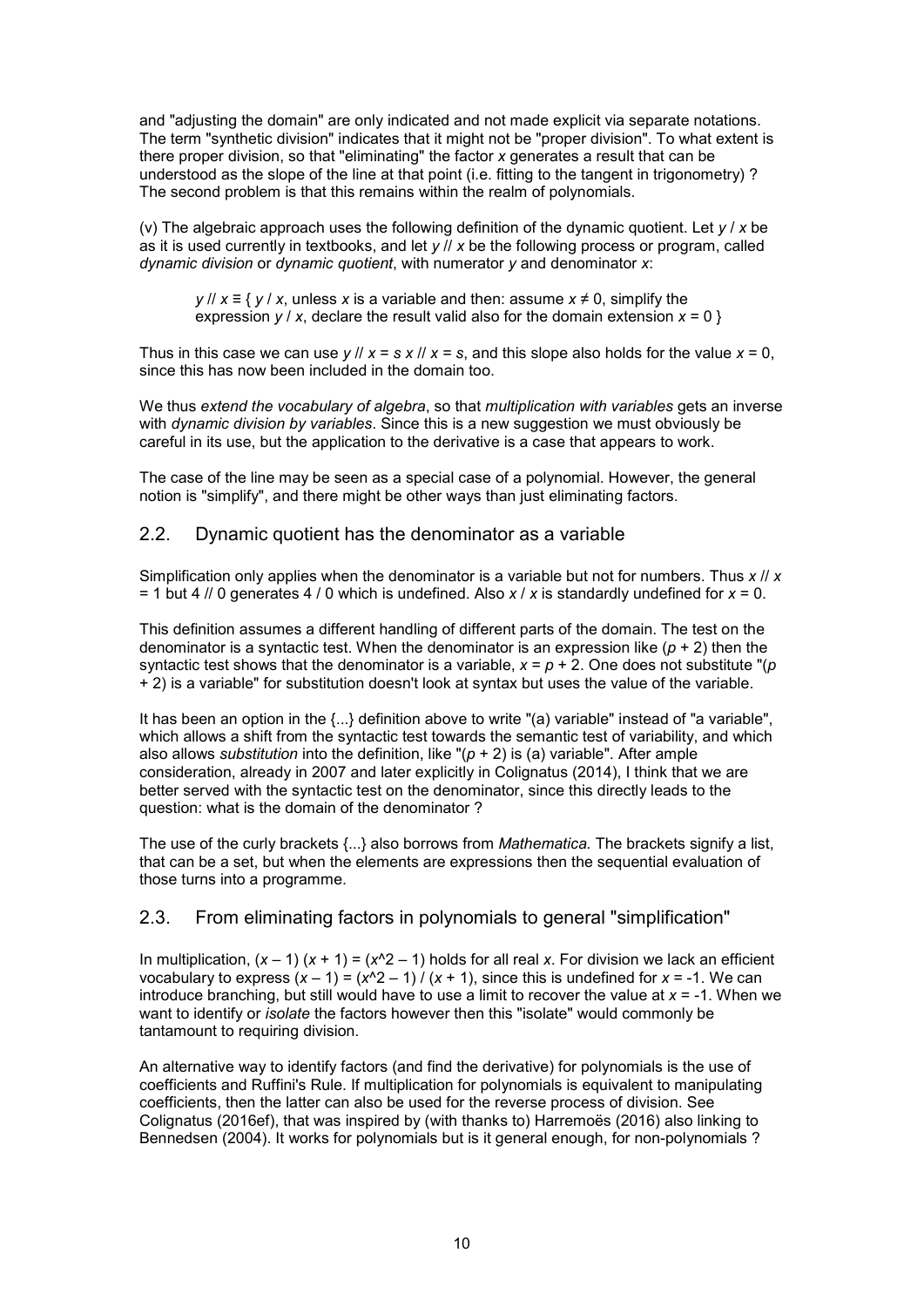and "adjusting the domain" are only indicated and not made explicit via separate notations. The term "synthetic division" indicates that it might not be "proper division". To what extent is there proper division, so that "eliminating" the factor $x$ generates a result that can be understood as the slope of the line at that point (i.e. fitting to the tangent in trigonometry) ? The second problem is that this remains within the realm of polynomials.

(v) The algebraic approach uses the following definition of the dynamic quotient. Let $y / x$ be as it is used currently in textbooks, and let $y // x$ be the following process or program, called *dynamic division* or *dynamic quotient*, with numerator $y$ and denominator $x$:

> $y // x \equiv$ { $y / x$, unless $x$ is a variable and then: assume $x \neq 0$, simplify the expression $y / x$, declare the result valid also for the domain extension $x = 0$ }

Thus in this case we can use $y // x = s\, x // x = s$, and this slope also holds for the value $x = 0$, since this has now been included in the domain too.

We thus *extend the vocabulary of algebra*, so that *multiplication with variables* gets an inverse with *dynamic division by variables*. Since this is a new suggestion we must obviously be careful in its use, but the application to the derivative is a case that appears to work.

The case of the line may be seen as a special case of a polynomial. However, the general notion is "simplify", and there might be other ways than just eliminating factors.

## 2.2. Dynamic quotient has the denominator as a variable

Simplification only applies when the denominator is a variable but not for numbers. Thus $x // x = 1$ but $4 // 0$ generates $4 / 0$ which is undefined. Also $x / x$ is standardly undefined for $x = 0$.

This definition assumes a different handling of different parts of the domain. The test on the denominator is a syntactic test. When the denominator is an expression like $(p + 2)$ then the syntactic test shows that the denominator is a variable, $x = p + 2$. One does not substitute "$(p + 2)$ is a variable" for substitution doesn't look at syntax but uses the value of the variable.

It has been an option in the {...} definition above to write "(a) variable" instead of "a variable", which allows a shift from the syntactic test towards the semantic test of variability, and which also allows *substitution* into the definition, like "$(p + 2)$ is (a) variable". After ample consideration, already in 2007 and later explicitly in Colignatus (2014), I think that we are better served with the syntactic test on the denominator, since this directly leads to the question: what is the domain of the denominator ?

The use of the curly brackets {...} also borrows from *Mathematica*. The brackets signify a list, that can be a set, but when the elements are expressions then the sequential evaluation of those turns into a programme.

## 2.3. From eliminating factors in polynomials to general "simplification"

In multiplication, $(x - 1)(x + 1) = (x^2 - 1)$ holds for all real $x$. For division we lack an efficient vocabulary to express $(x - 1) = (x^2 - 1) / (x + 1)$, since this is undefined for $x = -1$. We can introduce branching, but still would have to use a limit to recover the value at $x = -1$. When we want to identify or *isolate* the factors however then this "isolate" would commonly be tantamount to requiring division.

An alternative way to identify factors (and find the derivative) for polynomials is the use of coefficients and Ruffini's Rule. If multiplication for polynomials is equivalent to manipulating coefficients, then the latter can also be used for the reverse process of division. See Colignatus (2016ef), that was inspired by (with thanks to) Harremoës (2016) also linking to Bennedsen (2004). It works for polynomials but is it general enough, for non-polynomials ?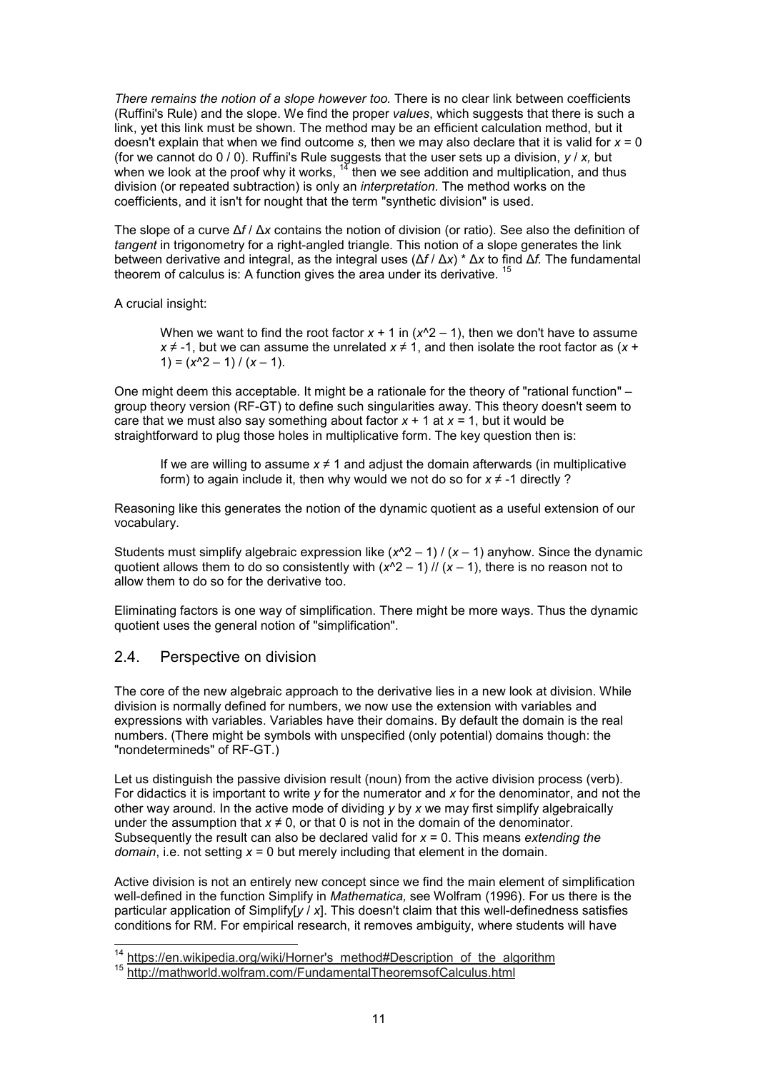*There remains the notion of a slope however too.* There is no clear link between coefficients (Ruffini's Rule) and the slope. We find the proper *values*, which suggests that there is such a link, yet this link must be shown. The method may be an efficient calculation method, but it doesn't explain that when we find outcome *s,* then we may also declare that it is valid for $x = 0$ (for we cannot do 0 / 0). Ruffini's Rule suggests that the user sets up a division, $y / x$, but when we look at the proof why it works, [14] then we see addition and multiplication, and thus division (or repeated subtraction) is only an *interpretation*. The method works on the coefficients, and it isn't for nought that the term "synthetic division" is used.

The slope of a curve $\Delta f / \Delta x$ contains the notion of division (or ratio). See also the definition of *tangent* in trigonometry for a right-angled triangle. This notion of a slope generates the link between derivative and integral, as the integral uses $(\Delta f / \Delta x) * \Delta x$ to find $\Delta f$. The fundamental theorem of calculus is: A function gives the area under its derivative. [15]

A crucial insight:

> When we want to find the root factor $x + 1$ in $(x^2 – 1)$, then we don't have to assume $x \neq -1$, but we can assume the unrelated $x \neq 1$, and then isolate the root factor as $(x + 1) = (x^2 – 1) / (x – 1)$.

One might deem this acceptable. It might be a rationale for the theory of "rational function" – group theory version (RF-GT) to define such singularities away. This theory doesn't seem to care that we must also say something about factor $x + 1$ at $x = 1$, but it would be straightforward to plug those holes in multiplicative form. The key question then is:

> If we are willing to assume $x \neq 1$ and adjust the domain afterwards (in multiplicative form) to again include it, then why would we not do so for $x \neq -1$ directly ?

Reasoning like this generates the notion of the dynamic quotient as a useful extension of our vocabulary.

Students must simplify algebraic expression like $(x^2 – 1) / (x – 1)$ anyhow. Since the dynamic quotient allows them to do so consistently with $(x^2 – 1) // (x – 1)$, there is no reason not to allow them to do so for the derivative too.

Eliminating factors is one way of simplification. There might be more ways. Thus the dynamic quotient uses the general notion of "simplification".

## 2.4. Perspective on division

The core of the new algebraic approach to the derivative lies in a new look at division. While division is normally defined for numbers, we now use the extension with variables and expressions with variables. Variables have their domains. By default the domain is the real numbers. (There might be symbols with unspecified (only potential) domains though: the "nondetermineds" of RF-GT.)

Let us distinguish the passive division result (noun) from the active division process (verb). For didactics it is important to write $y$ for the numerator and $x$ for the denominator, and not the other way around. In the active mode of dividing $y$ by $x$ we may first simplify algebraically under the assumption that $x \neq 0$, or that 0 is not in the domain of the denominator. Subsequently the result can also be declared valid for $x = 0$. This means *extending the domain*, i.e. not setting $x = 0$ but merely including that element in the domain.

Active division is not an entirely new concept since we find the main element of simplification well-defined in the function Simplify in *Mathematica,* see Wolfram (1996). For us there is the particular application of Simplify[$y$ / $x$]. This doesn't claim that this well-definedness satisfies conditions for RM. For empirical research, it removes ambiguity, where students will have

[14] https://en.wikipedia.org/wiki/Horner's_method#Description_of_the_algorithm

[15] http://mathworld.wolfram.com/FundamentalTheoremsofCalculus.html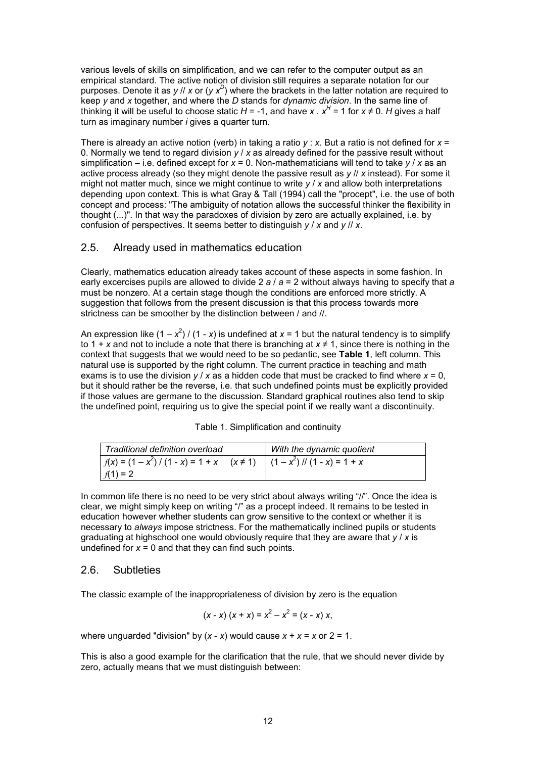various levels of skills on simplification, and we can refer to the computer output as an empirical standard. The active notion of division still requires a separate notation for our purposes. Denote it as $y$ // $x$ or $(y\ x^D)$ where the brackets in the latter notation are required to keep $y$ and $x$ together, and where the $D$ stands for *dynamic division*. In the same line of thinking it will be useful to choose static $H = -1$, and have $x\ .\ x^H = 1$ for $x \neq 0$. $H$ gives a half turn as imaginary number $i$ gives a quarter turn.

There is already an active notion (verb) in taking a ratio $y : x$. But a ratio is not defined for $x = 0$. Normally we tend to regard division $y / x$ as already defined for the passive result without simplification – i.e. defined except for $x = 0$. Non-mathematicians will tend to take $y / x$ as an active process already (so they might denote the passive result as $y$ // $x$ instead). For some it might not matter much, since we might continue to write $y / x$ and allow both interpretations depending upon context. This is what Gray & Tall (1994) call the "procept", i.e. the use of both concept and process: "The ambiguity of notation allows the successful thinker the flexibility in thought (...)". In that way the paradoxes of division by zero are actually explained, i.e. by confusion of perspectives. It seems better to distinguish $y / x$ and $y$ // $x$.

## 2.5. Already used in mathematics education

Clearly, mathematics education already takes account of these aspects in some fashion. In early excercises pupils are allowed to divide $2\ a / a = 2$ without always having to specify that $a$ must be nonzero. At a certain stage though the conditions are enforced more strictly. A suggestion that follows from the present discussion is that this process towards more strictness can be smoother by the distinction between / and //.

An expression like $(1 - x^2) / (1 - x)$ is undefined at $x = 1$ but the natural tendency is to simplify to $1 + x$ and not to include a note that there is branching at $x \neq 1$, since there is nothing in the context that suggests that we would need to be so pedantic, see **Table 1**, left column. This natural use is supported by the right column. The current practice in teaching and math exams is to use the division $y / x$ as a hidden code that must be cracked to find where $x = 0$, but it should rather be the reverse, i.e. that such undefined points must be explicitly provided if those values are germane to the discussion. Standard graphical routines also tend to skip the undefined point, requiring us to give the special point if we really want a discontinuity.

Table 1. Simplification and continuity

| *Traditional definition overload* | *With the dynamic quotient* |
|---|---|
| $f(x) = (1 - x^2) / (1 - x) = 1 + x \quad (x \neq 1)$<br>$f(1) = 2$ | $(1 - x^2)$ // $(1 - x) = 1 + x$ |

In common life there is no need to be very strict about always writing "//". Once the idea is clear, we might simply keep on writing "/" as a procept indeed. It remains to be tested in education however whether students can grow sensitive to the context or whether it is necessary to *always* impose strictness. For the mathematically inclined pupils or students graduating at highschool one would obviously require that they are aware that $y / x$ is undefined for $x = 0$ and that they can find such points.

## 2.6. Subtleties

The classic example of the inappropriateness of division by zero is the equation

$$(x - x)\ (x + x) = x^2 - x^2 = (x - x)\ x,$$

where unguarded "division" by $(x - x)$ would cause $x + x = x$ or $2 = 1$.

This is also a good example for the clarification that the rule, that we should never divide by zero, actually means that we must distinguish between: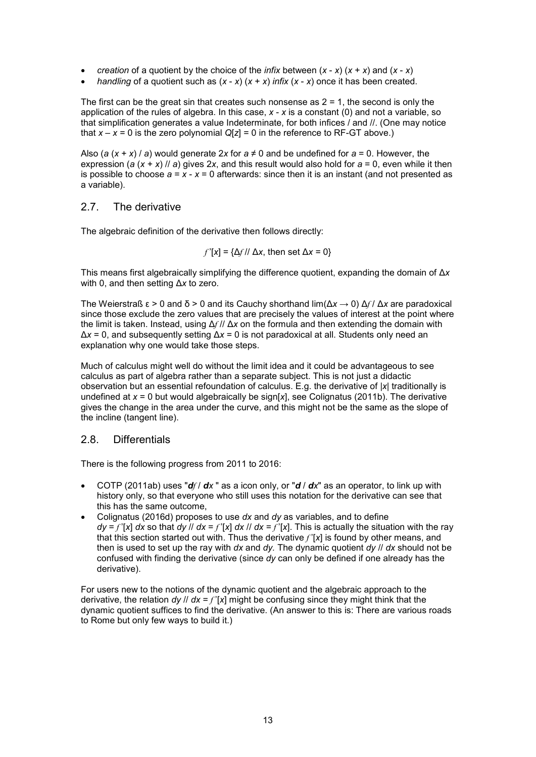- *creation* of a quotient by the choice of the *infix* between $(x - x)$ $(x + x)$ and $(x - x)$
- *handling* of a quotient such as $(x - x)$ $(x + x)$ *infix* $(x - x)$ once it has been created.

The first can be the great sin that creates such nonsense as $2 = 1$, the second is only the application of the rules of algebra. In this case, $x - x$ is a constant (0) and not a variable, so that simplification generates a value Indeterminate, for both infices / and //. (One may notice that $x - x = 0$ is the zero polynomial $Q[z] = 0$ in the reference to RF-GT above.)

Also $(a (x + x) / a)$ would generate $2x$ for $a \neq 0$ and be undefined for $a = 0$. However, the expression $(a (x + x) // a)$ gives $2x$, and this result would also hold for $a = 0$, even while it then is possible to choose $a = x - x = 0$ afterwards: since then it is an instant (and not presented as a variable).

## 2.7. The derivative

The algebraic definition of the derivative then follows directly:

$$f'[x] = \{\Delta f // \Delta x, \text{ then set } \Delta x = 0\}$$

This means first algebraically simplifying the difference quotient, expanding the domain of $\Delta x$ with 0, and then setting $\Delta x$ to zero.

The Weierstraß $\varepsilon > 0$ and $\delta > 0$ and its Cauchy shorthand $\lim(\Delta x \to 0)\ \Delta f / \Delta x$ are paradoxical since those exclude the zero values that are precisely the values of interest at the point where the limit is taken. Instead, using $\Delta f // \Delta x$ on the formula and then extending the domain with $\Delta x = 0$, and subsequently setting $\Delta x = 0$ is not paradoxical at all. Students only need an explanation why one would take those steps.

Much of calculus might well do without the limit idea and it could be advantageous to see calculus as part of algebra rather than a separate subject. This is not just a didactic observation but an essential refoundation of calculus. E.g. the derivative of $|x|$ traditionally is undefined at $x = 0$ but would algebraically be sign$[x]$, see Colignatus (2011b). The derivative gives the change in the area under the curve, and this might not be the same as the slope of the incline (tangent line).

## 2.8. Differentials

There is the following progress from 2011 to 2016:

- COTP (2011ab) uses "***df* / *dx*** " as a icon only, or "***d* / *dx***" as an operator, to link up with history only, so that everyone who still uses this notation for the derivative can see that this has the same outcome,
- Colignatus (2016d) proposes to use $dx$ and $dy$ as variables, and to define $dy = f'[x]\ dx$ so that $dy // dx = f'[x]\ dx // dx = f'[x]$. This is actually the situation with the ray that this section started out with. Thus the derivative $f'[x]$ is found by other means, and then is used to set up the ray with $dx$ and $dy$. The dynamic quotient $dy // dx$ should not be confused with finding the derivative (since $dy$ can only be defined if one already has the derivative).

For users new to the notions of the dynamic quotient and the algebraic approach to the derivative, the relation $dy // dx = f'[x]$ might be confusing since they might think that the dynamic quotient suffices to find the derivative. (An answer to this is: There are various roads to Rome but only few ways to build it.)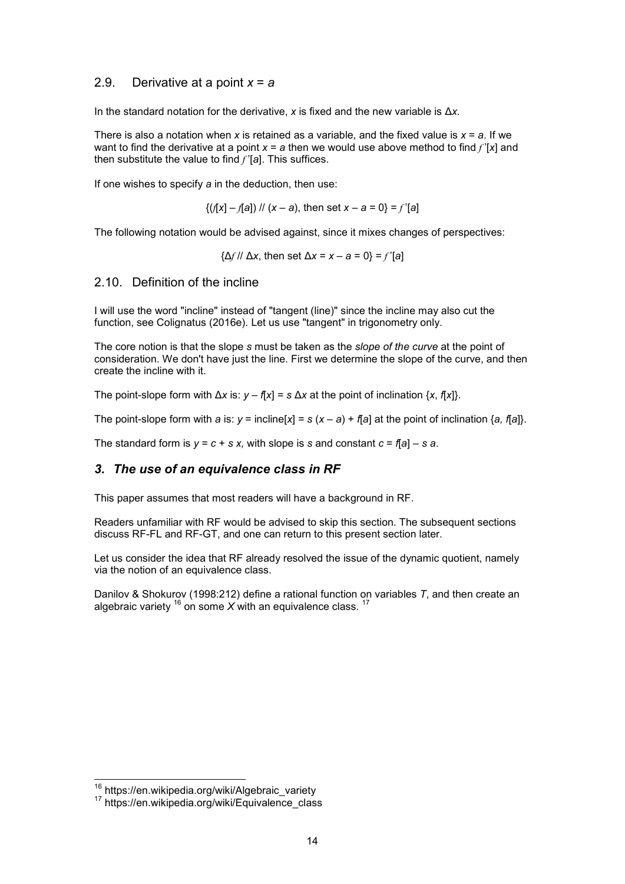## 2.9. Derivative at a point $x = a$

In the standard notation for the derivative, $x$ is fixed and the new variable is $\Delta x$.

There is also a notation when $x$ is retained as a variable, and the fixed value is $x = a$. If we want to find the derivative at a point $x = a$ then we would use above method to find $f'[x]$ and then substitute the value to find $f'[a]$. This suffices.

If one wishes to specify $a$ in the deduction, then use:

$$\{(f[x] - f[a]) \mathbin{//} (x - a), \text{ then set } x - a = 0\} = f'[a]$$

The following notation would be advised against, since it mixes changes of perspectives:

$$\{\Delta f \mathbin{//} \Delta x, \text{ then set } \Delta x = x - a = 0\} = f'[a]$$

## 2.10. Definition of the incline

I will use the word "incline" instead of "tangent (line)" since the incline may also cut the function, see Colignatus (2016e). Let us use "tangent" in trigonometry only.

The core notion is that the slope $s$ must be taken as the *slope of the curve* at the point of consideration. We don't have just the line. First we determine the slope of the curve, and then create the incline with it.

The point-slope form with $\Delta x$ is: $y - f[x] = s \, \Delta x$ at the point of inclination $\{x, f[x]\}$.

The point-slope form with $a$ is: $y = \text{incline}[x] = s\,(x - a) + f[a]$ at the point of inclination $\{a, f[a]\}$.

The standard form is $y = c + s\,x$, with slope is $s$ and constant $c = f[a] - s\,a$.

## *3. The use of an equivalence class in RF*

This paper assumes that most readers will have a background in RF.

Readers unfamiliar with RF would be advised to skip this section. The subsequent sections discuss RF-FL and RF-GT, and one can return to this present section later.

Let us consider the idea that RF already resolved the issue of the dynamic quotient, namely via the notion of an equivalence class.

Danilov & Shokurov (1998:212) define a rational function on variables $T$, and then create an algebraic variety [16] on some $X$ with an equivalence class. [17]

---

[16] https://en.wikipedia.org/wiki/Algebraic_variety

[17] https://en.wikipedia.org/wiki/Equivalence_class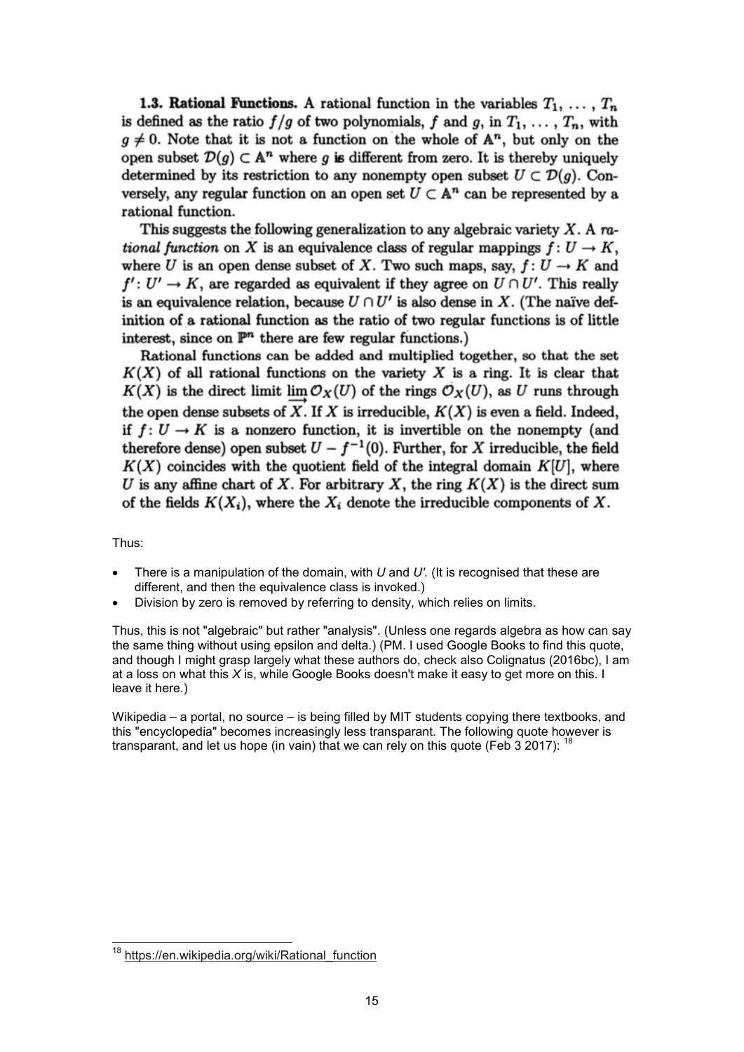**1.3. Rational Functions.** A rational function in the variables $T_1, \ldots, T_n$ is defined as the ratio $f/g$ of two polynomials, $f$ and $g$, in $T_1, \ldots, T_n$, with $g \neq 0$. Note that it is not a function on the whole of $\mathbb{A}^n$, but only on the open subset $\mathcal{D}(g) \subset \mathbb{A}^n$ where $g$ is different from zero. It is thereby uniquely determined by its restriction to any nonempty open subset $U \subset \mathcal{D}(g)$. Conversely, any regular function on an open set $U \subset \mathbb{A}^n$ can be represented by a rational function.

This suggests the following generalization to any algebraic variety $X$. A *rational function* on $X$ is an equivalence class of regular mappings $f\colon U \to K$, where $U$ is an open dense subset of $X$. Two such maps, say, $f\colon U \to K$ and $f'\colon U' \to K$, are regarded as equivalent if they agree on $U \cap U'$. This really is an equivalence relation, because $U \cap U'$ is also dense in $X$. (The naïve definition of a rational function as the ratio of two regular functions is of little interest, since on $\mathbb{P}^n$ there are few regular functions.)

Rational functions can be added and multiplied together, so that the set $K(X)$ of all rational functions on the variety $X$ is a ring. It is clear that $K(X)$ is the direct limit $\varinjlim \mathcal{O}_X(U)$ of the rings $\mathcal{O}_X(U)$, as $U$ runs through the open dense subsets of $X$. If $X$ is irreducible, $K(X)$ is even a field. Indeed, if $f\colon U \to K$ is a nonzero function, it is invertible on the nonempty (and therefore dense) open subset $U - f^{-1}(0)$. Further, for $X$ irreducible, the field $K(X)$ coincides with the quotient field of the integral domain $K[U]$, where $U$ is any affine chart of $X$. For arbitrary $X$, the ring $K(X)$ is the direct sum of the fields $K(X_i)$, where the $X_i$ denote the irreducible components of $X$.

Thus:

- There is a manipulation of the domain, with *U* and *U'*. (It is recognised that these are different, and then the equivalence class is invoked.)
- Division by zero is removed by referring to density, which relies on limits.

Thus, this is not "algebraic" but rather "analysis". (Unless one regards algebra as how can say the same thing without using epsilon and delta.) (PM. I used Google Books to find this quote, and though I might grasp largely what these authors do, check also Colignatus (2016bc), I am at a loss on what this *X* is, while Google Books doesn't make it easy to get more on this. I leave it here.)

Wikipedia – a portal, no source – is being filled by MIT students copying there textbooks, and this "encyclopedia" becomes increasingly less transparant. The following quote however is transparant, and let us hope (in vain) that we can rely on this quote (Feb 3 2017): [18]

[18] https://en.wikipedia.org/wiki/Rational_function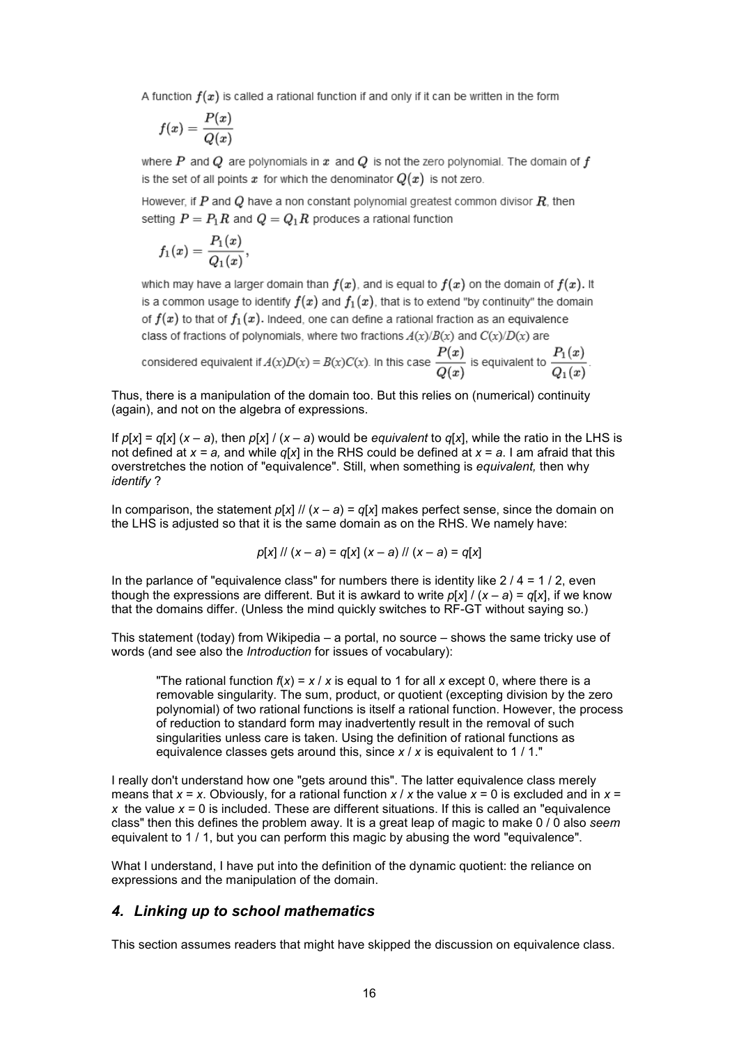A function $f(x)$ is called a rational function if and only if it can be written in the form

$$f(x) = \frac{P(x)}{Q(x)}$$

where $P$ and $Q$ are polynomials in $x$ and $Q$ is not the zero polynomial. The domain of $f$ is the set of all points $x$ for which the denominator $Q(x)$ is not zero.

However, if $P$ and $Q$ have a non constant polynomial greatest common divisor $R$, then setting $P = P_1 R$ and $Q = Q_1 R$ produces a rational function

$$f_1(x) = \frac{P_1(x)}{Q_1(x)},$$

which may have a larger domain than $f(x)$, and is equal to $f(x)$ on the domain of $f(x)$. It is a common usage to identify $f(x)$ and $f_1(x)$, that is to extend "by continuity" the domain of $f(x)$ to that of $f_1(x)$. Indeed, one can define a rational fraction as an equivalence class of fractions of polynomials, where two fractions $A(x)/B(x)$ and $C(x)/D(x)$ are considered equivalent if $A(x)D(x) = B(x)C(x)$. In this case $\frac{P(x)}{Q(x)}$ is equivalent to $\frac{P_1(x)}{Q_1(x)}$.

Thus, there is a manipulation of the domain too. But this relies on (numerical) continuity (again), and not on the algebra of expressions.

If $p[x] = q[x]\ (x - a)$, then $p[x]\ /\ (x - a)$ would be *equivalent* to $q[x]$, while the ratio in the LHS is not defined at $x = a$, and while $q[x]$ in the RHS could be defined at $x = a$. I am afraid that this overstretches the notion of "equivalence". Still, when something is *equivalent,* then why *identify* ?

In comparison, the statement $p[x]\ //\ (x - a) = q[x]$ makes perfect sense, since the domain on the LHS is adjusted so that it is the same domain as on the RHS. We namely have:

$$p[x]\ //\ (x - a) = q[x]\ (x - a)\ //\ (x - a) = q[x]$$

In the parlance of "equivalence class" for numbers there is identity like $2 / 4 = 1 / 2$, even though the expressions are different. But it is awkard to write $p[x]\ /\ (x - a) = q[x]$, if we know that the domains differ. (Unless the mind quickly switches to RF-GT without saying so.)

This statement (today) from Wikipedia – a portal, no source – shows the same tricky use of words (and see also the *Introduction* for issues of vocabulary):

> "The rational function $f(x) = x / x$ is equal to 1 for all $x$ except 0, where there is a removable singularity. The sum, product, or quotient (excepting division by the zero polynomial) of two rational functions is itself a rational function. However, the process of reduction to standard form may inadvertently result in the removal of such singularities unless care is taken. Using the definition of rational functions as equivalence classes gets around this, since $x / x$ is equivalent to $1 / 1$."

I really don't understand how one "gets around this". The latter equivalence class merely means that $x = x$. Obviously, for a rational function $x / x$ the value $x = 0$ is excluded and in $x = x$ the value $x = 0$ is included. These are different situations. If this is called an "equivalence class" then this defines the problem away. It is a great leap of magic to make $0 / 0$ also *seem* equivalent to $1 / 1$, but you can perform this magic by abusing the word "equivalence".

What I understand, I have put into the definition of the dynamic quotient: the reliance on expressions and the manipulation of the domain.

## *4. Linking up to school mathematics*

This section assumes readers that might have skipped the discussion on equivalence class.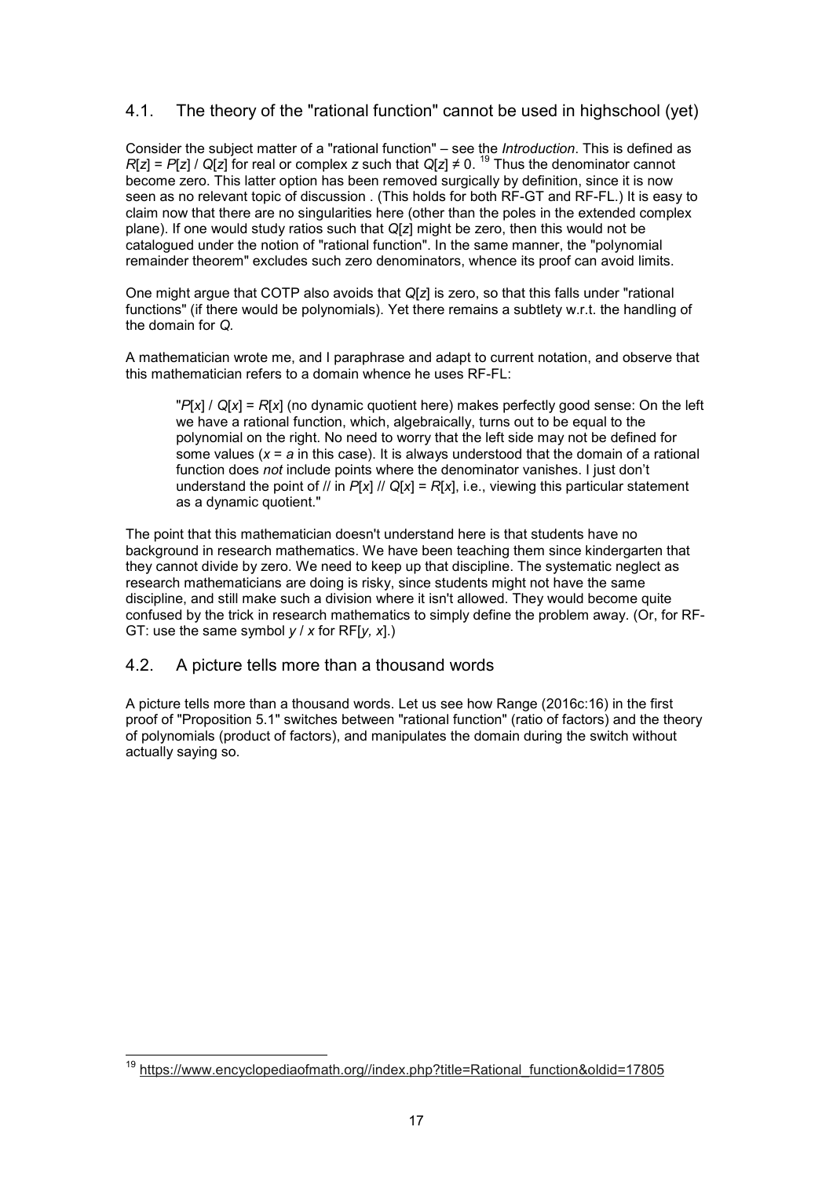## 4.1. The theory of the "rational function" cannot be used in highschool (yet)

Consider the subject matter of a "rational function" – see the *Introduction*. This is defined as $R[z] = P[z] / Q[z]$ for real or complex $z$ such that $Q[z] \neq 0$. [19] Thus the denominator cannot become zero. This latter option has been removed surgically by definition, since it is now seen as no relevant topic of discussion . (This holds for both RF-GT and RF-FL.) It is easy to claim now that there are no singularities here (other than the poles in the extended complex plane). If one would study ratios such that $Q[z]$ might be zero, then this would not be catalogued under the notion of "rational function". In the same manner, the "polynomial remainder theorem" excludes such zero denominators, whence its proof can avoid limits.

One might argue that COTP also avoids that $Q[z]$ is zero, so that this falls under "rational functions" (if there would be polynomials). Yet there remains a subtlety w.r.t. the handling of the domain for $Q$.

A mathematician wrote me, and I paraphrase and adapt to current notation, and observe that this mathematician refers to a domain whence he uses RF-FL:

> "$P[x] / Q[x] = R[x]$ (no dynamic quotient here) makes perfectly good sense: On the left we have a rational function, which, algebraically, turns out to be equal to the polynomial on the right. No need to worry that the left side may not be defined for some values ($x = a$ in this case). It is always understood that the domain of a rational function does *not* include points where the denominator vanishes. I just don't understand the point of // in $P[x] // Q[x] = R[x]$, i.e., viewing this particular statement as a dynamic quotient."

The point that this mathematician doesn't understand here is that students have no background in research mathematics. We have been teaching them since kindergarten that they cannot divide by zero. We need to keep up that discipline. The systematic neglect as research mathematicians are doing is risky, since students might not have the same discipline, and still make such a division where it isn't allowed. They would become quite confused by the trick in research mathematics to simply define the problem away. (Or, for RF-GT: use the same symbol $y / x$ for RF[$y, x$].)

## 4.2. A picture tells more than a thousand words

A picture tells more than a thousand words. Let us see how Range (2016c:16) in the first proof of "Proposition 5.1" switches between "rational function" (ratio of factors) and the theory of polynomials (product of factors), and manipulates the domain during the switch without actually saying so.

[19] https://www.encyclopediaofmath.org//index.php?title=Rational_function&oldid=17805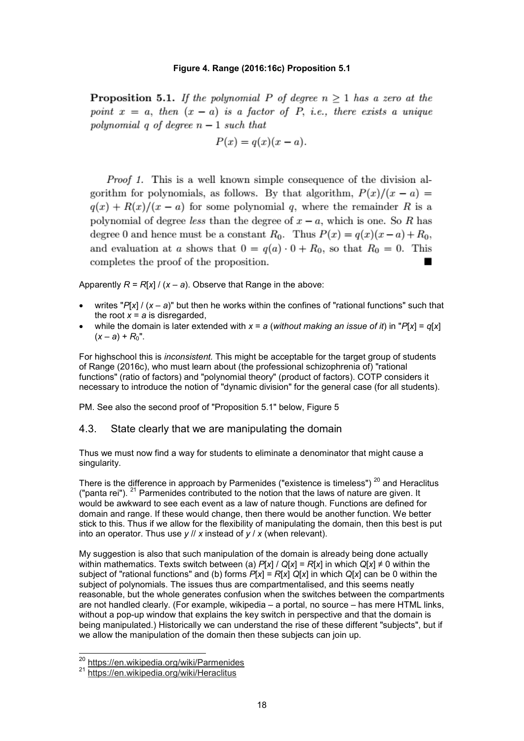**Figure 4. Range (2016:16c) Proposition 5.1**

**Proposition 5.1.** *If the polynomial P of degree $n \geq 1$ has a zero at the point $x = a$, then $(x - a)$ is a factor of P, i.e., there exists a unique polynomial q of degree $n - 1$ such that*

$$P(x) = q(x)(x - a).$$

*Proof 1.* This is a well known simple consequence of the division algorithm for polynomials, as follows. By that algorithm, $P(x)/(x - a) = q(x) + R(x)/(x - a)$ for some polynomial $q$, where the remainder $R$ is a polynomial of degree *less* than the degree of $x - a$, which is one. So $R$ has degree 0 and hence must be a constant $R_0$. Thus $P(x) = q(x)(x - a) + R_0$, and evaluation at $a$ shows that $0 = q(a) \cdot 0 + R_0$, so that $R_0 = 0$. This completes the proof of the proposition. ■

Apparently $R = R[x] / (x – a)$. Observe that Range in the above:

- writes "$P[x] / (x – a)$" but then he works within the confines of "rational functions" such that the root $x = a$ is disregarded,
- while the domain is later extended with $x = a$ (*without making an issue of it*) in "$P[x] = q[x] (x – a) + R_0$".

For highschool this is *inconsistent.* This might be acceptable for the target group of students of Range (2016c), who must learn about (the professional schizophrenia of) "rational functions" (ratio of factors) and "polynomial theory" (product of factors). COTP considers it necessary to introduce the notion of "dynamic division" for the general case (for all students).

PM. See also the second proof of "Proposition 5.1" below, Figure 5

## 4.3. State clearly that we are manipulating the domain

Thus we must now find a way for students to eliminate a denominator that might cause a singularity.

There is the difference in approach by Parmenides ("existence is timeless") [20] and Heraclitus ("panta rei"). [21] Parmenides contributed to the notion that the laws of nature are given. It would be awkward to see each event as a law of nature though. Functions are defined for domain and range. If these would change, then there would be another function. We better stick to this. Thus if we allow for the flexibility of manipulating the domain, then this best is put into an operator. Thus use $y$ // $x$ instead of $y / x$ (when relevant).

My suggestion is also that such manipulation of the domain is already being done actually within mathematics. Texts switch between (a) $P[x] / Q[x] = R[x]$ in which $Q[x] \neq 0$ within the subject of "rational functions" and (b) forms $P[x] = R[x]\ Q[x]$ in which $Q[x]$ can be 0 within the subject of polynomials. The issues thus are compartmentalised, and this seems neatly reasonable, but the whole generates confusion when the switches between the compartments are not handled clearly. (For example, wikipedia – a portal, no source – has mere HTML links, without a pop-up window that explains the key switch in perspective and that the domain is being manipulated.) Historically we can understand the rise of these different "subjects", but if we allow the manipulation of the domain then these subjects can join up.

[20] https://en.wikipedia.org/wiki/Parmenides

[21] https://en.wikipedia.org/wiki/Heraclitus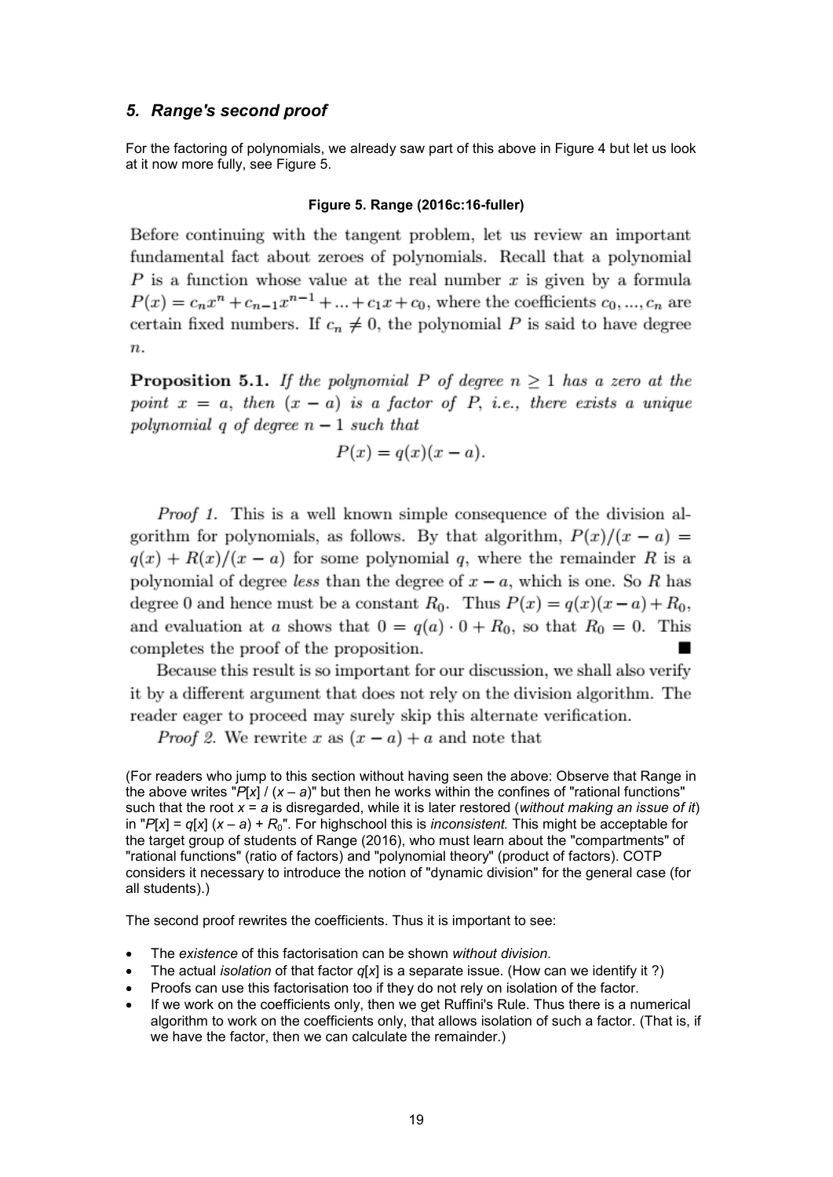## *5. Range's second proof*

For the factoring of polynomials, we already saw part of this above in Figure 4 but let us look at it now more fully, see Figure 5.

**Figure 5. Range (2016c:16-fuller)**

Before continuing with the tangent problem, let us review an important fundamental fact about zeroes of polynomials. Recall that a polynomial $P$ is a function whose value at the real number $x$ is given by a formula $P(x) = c_n x^n + c_{n-1}x^{n-1} + ... + c_1 x + c_0$, where the coefficients $c_0, ..., c_n$ are certain fixed numbers. If $c_n \neq 0$, the polynomial $P$ is said to have degree $n$.

**Proposition 5.1.** *If the polynomial $P$ of degree $n \geq 1$ has a zero at the point $x = a$, then $(x - a)$ is a factor of $P$, i.e., there exists a unique polynomial $q$ of degree $n - 1$ such that*

$$P(x) = q(x)(x - a).$$

*Proof 1.* This is a well known simple consequence of the division algorithm for polynomials, as follows. By that algorithm, $P(x)/(x - a) = q(x) + R(x)/(x - a)$ for some polynomial $q$, where the remainder $R$ is a polynomial of degree *less* than the degree of $x - a$, which is one. So $R$ has degree 0 and hence must be a constant $R_0$. Thus $P(x) = q(x)(x - a) + R_0$, and evaluation at $a$ shows that $0 = q(a) \cdot 0 + R_0$, so that $R_0 = 0$. This completes the proof of the proposition. ■

Because this result is so important for our discussion, we shall also verify it by a different argument that does not rely on the division algorithm. The reader eager to proceed may surely skip this alternate verification.

*Proof 2.* We rewrite $x$ as $(x - a) + a$ and note that

(For readers who jump to this section without having seen the above: Observe that Range in the above writes "$P[x] / (x - a)$" but then he works within the confines of "rational functions" such that the root $x = a$ is disregarded, while it is later restored (*without making an issue of it*) in "$P[x] = q[x]\,(x - a) + R_0$". For highschool this is *inconsistent.* This might be acceptable for the target group of students of Range (2016), who must learn about the "compartments" of "rational functions" (ratio of factors) and "polynomial theory" (product of factors). COTP considers it necessary to introduce the notion of "dynamic division" for the general case (for all students).)

The second proof rewrites the coefficients. Thus it is important to see:

- The *existence* of this factorisation can be shown *without division*.
- The actual *isolation* of that factor $q[x]$ is a separate issue. (How can we identify it ?)
- Proofs can use this factorisation too if they do not rely on isolation of the factor.
- If we work on the coefficients only, then we get Ruffini's Rule. Thus there is a numerical algorithm to work on the coefficients only, that allows isolation of such a factor. (That is, if we have the factor, then we can calculate the remainder.)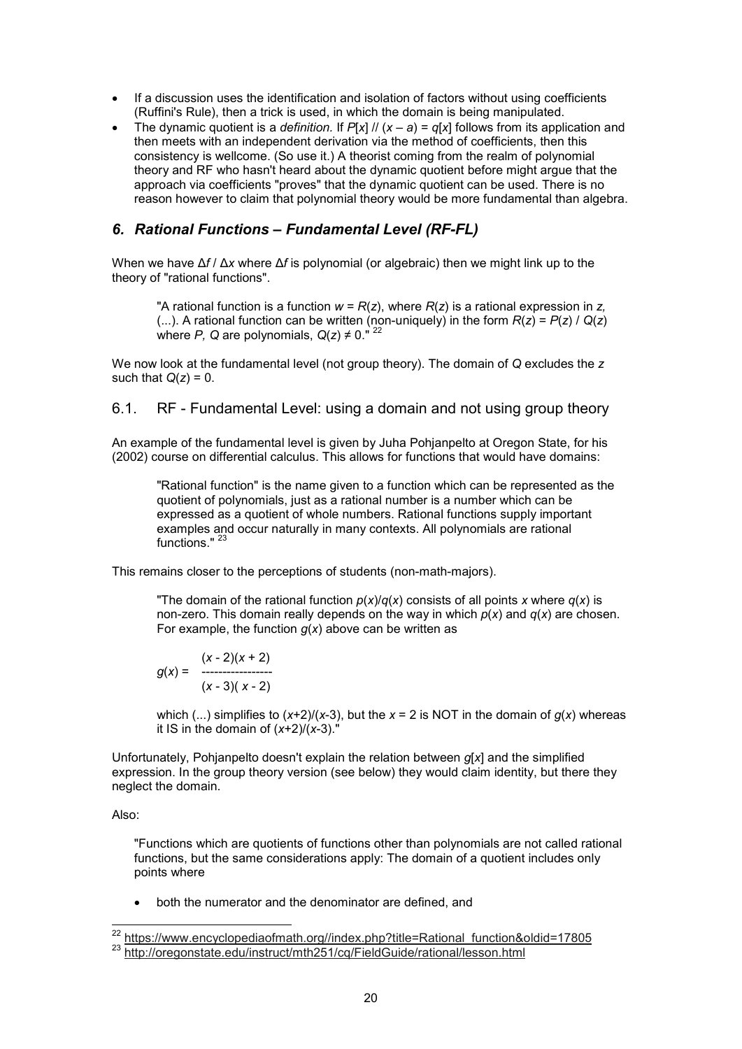- If a discussion uses the identification and isolation of factors without using coefficients (Ruffini's Rule), then a trick is used, in which the domain is being manipulated.
- The dynamic quotient is a *definition.* If $P[x]$ // $(x – a) = q[x]$ follows from its application and then meets with an independent derivation via the method of coefficients, then this consistency is wellcome. (So use it.) A theorist coming from the realm of polynomial theory and RF who hasn't heard about the dynamic quotient before might argue that the approach via coefficients "proves" that the dynamic quotient can be used. There is no reason however to claim that polynomial theory would be more fundamental than algebra.

## *6. Rational Functions – Fundamental Level (RF-FL)*

When we have $\Delta f$ / $\Delta x$ where $\Delta f$ is polynomial (or algebraic) then we might link up to the theory of "rational functions".

> "A rational function is a function $w = R(z)$, where $R(z)$ is a rational expression in $z$, (...). A rational function can be written (non-uniquely) in the form $R(z) = P(z) / Q(z)$ where $P$, $Q$ are polynomials, $Q(z) \neq 0$." [22]

We now look at the fundamental level (not group theory). The domain of $Q$ excludes the $z$ such that $Q(z) = 0$.

### 6.1. RF - Fundamental Level: using a domain and not using group theory

An example of the fundamental level is given by Juha Pohjanpelto at Oregon State, for his (2002) course on differential calculus. This allows for functions that would have domains:

> "Rational function" is the name given to a function which can be represented as the quotient of polynomials, just as a rational number is a number which can be expressed as a quotient of whole numbers. Rational functions supply important examples and occur naturally in many contexts. All polynomials are rational functions." [23]

This remains closer to the perceptions of students (non-math-majors).

> "The domain of the rational function $p(x)/q(x)$ consists of all points $x$ where $q(x)$ is non-zero. This domain really depends on the way in which $p(x)$ and $q(x)$ are chosen. For example, the function $g(x)$ above can be written as
>
> $$g(x) = \frac{(x - 2)(x + 2)}{(x - 3)(x - 2)}$$
>
> which (...) simplifies to $(x+2)/(x-3)$, but the $x = 2$ is NOT in the domain of $g(x)$ whereas it IS in the domain of $(x+2)/(x-3)$."

Unfortunately, Pohjanpelto doesn't explain the relation between $g[x]$ and the simplified expression. In the group theory version (see below) they would claim identity, but there they neglect the domain.

Also:

> "Functions which are quotients of functions other than polynomials are not called rational functions, but the same considerations apply: The domain of a quotient includes only points where
>
> - both the numerator and the denominator are defined, and

---

[22] https://www.encyclopediaofmath.org//index.php?title=Rational_function&oldid=17805

[23] http://oregonstate.edu/instruct/mth251/cq/FieldGuide/rational/lesson.html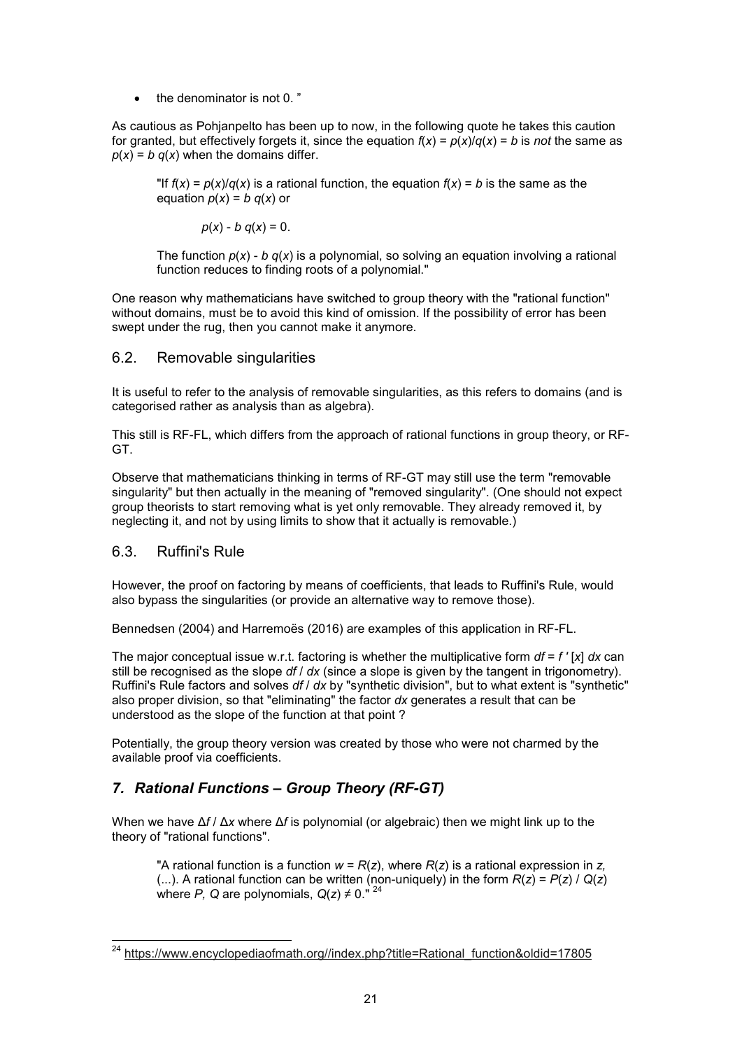- the denominator is not 0. "

As cautious as Pohjanpelto has been up to now, in the following quote he takes this caution for granted, but effectively forgets it, since the equation $f(x) = p(x)/q(x) = b$ is *not* the same as $p(x) = b\, q(x)$ when the domains differ.

> "If $f(x) = p(x)/q(x)$ is a rational function, the equation $f(x) = b$ is the same as the equation $p(x) = b\, q(x)$ or
>
> $p(x) - b\, q(x) = 0.$
>
> The function $p(x) - b\, q(x)$ is a polynomial, so solving an equation involving a rational function reduces to finding roots of a polynomial."

One reason why mathematicians have switched to group theory with the "rational function" without domains, must be to avoid this kind of omission. If the possibility of error has been swept under the rug, then you cannot make it anymore.

## 6.2. Removable singularities

It is useful to refer to the analysis of removable singularities, as this refers to domains (and is categorised rather as analysis than as algebra).

This still is RF-FL, which differs from the approach of rational functions in group theory, or RF-GT.

Observe that mathematicians thinking in terms of RF-GT may still use the term "removable singularity" but then actually in the meaning of "removed singularity". (One should not expect group theorists to start removing what is yet only removable. They already removed it, by neglecting it, and not by using limits to show that it actually is removable.)

## 6.3. Ruffini's Rule

However, the proof on factoring by means of coefficients, that leads to Ruffini's Rule, would also bypass the singularities (or provide an alternative way to remove those).

Bennedsen (2004) and Harremoës (2016) are examples of this application in RF-FL.

The major conceptual issue w.r.t. factoring is whether the multiplicative form $df = f\,'[x]\, dx$ can still be recognised as the slope $df / dx$ (since a slope is given by the tangent in trigonometry). Ruffini's Rule factors and solves $df / dx$ by "synthetic division", but to what extent is "synthetic" also proper division, so that "eliminating" the factor $dx$ generates a result that can be understood as the slope of the function at that point ?

Potentially, the group theory version was created by those who were not charmed by the available proof via coefficients.

## *7. Rational Functions – Group Theory (RF-GT)*

When we have $\Delta f / \Delta x$ where $\Delta f$ is polynomial (or algebraic) then we might link up to the theory of "rational functions".

> "A rational function is a function $w = R(z)$, where $R(z)$ is a rational expression in $z$, (...). A rational function can be written (non-uniquely) in the form $R(z) = P(z) / Q(z)$ where $P$, $Q$ are polynomials, $Q(z) \neq 0$." [24]

[24] https://www.encyclopediaofmath.org//index.php?title=Rational_function&oldid=17805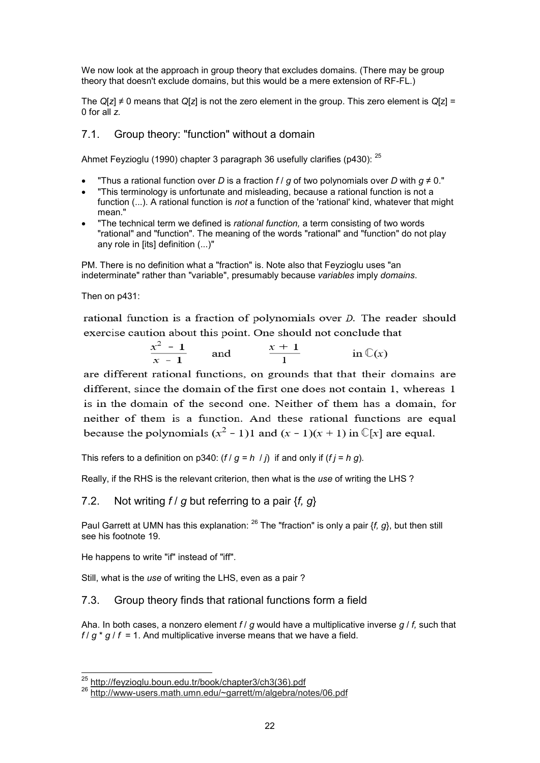We now look at the approach in group theory that excludes domains. (There may be group theory that doesn't exclude domains, but this would be a mere extension of RF-FL.)

The $Q[z] \neq 0$ means that $Q[z]$ is not the zero element in the group. This zero element is $Q[z] = 0$ for all $z$.

## 7.1. Group theory: "function" without a domain

Ahmet Feyzioglu (1990) chapter 3 paragraph 36 usefully clarifies (p430): [25]

- "Thus a rational function over $D$ is a fraction $f / g$ of two polynomials over $D$ with $g \neq 0$."
- "This terminology is unfortunate and misleading, because a rational function is not a function (...). A rational function is *not* a function of the 'rational' kind, whatever that might mean."
- "The technical term we defined is *rational function,* a term consisting of two words "rational" and "function". The meaning of the words "rational" and "function" do not play any role in [its] definition (...)"

PM. There is no definition what a "fraction" is. Note also that Feyzioglu uses "an indeterminate" rather than "variable", presumably because *variables* imply *domains*.

Then on p431:

rational function is a fraction of polynomials over $D$. The reader should exercise caution about this point. One should not conclude that

$$\frac{x^2 - 1}{x - 1} \quad \text{and} \quad \frac{x + 1}{1} \qquad \text{in } \mathbb{C}(x)$$

are different rational functions, on grounds that that their domains are different, since the domain of the first one does not contain 1, whereas 1 is in the domain of the second one. Neither of them has a domain, for neither of them is a function. And these rational functions are equal because the polynomials $(x^2 - 1)1$ and $(x - 1)(x + 1)$ in $\mathbb{C}[x]$ are equal.

This refers to a definition on p340: ($f / g = h / j$) if and only if ($f j = h g$).

Really, if the RHS is the relevant criterion, then what is the *use* of writing the LHS ?

## 7.2. Not writing $f / g$ but referring to a pair $\{f, g\}$

Paul Garrett at UMN has this explanation: [26] The "fraction" is only a pair $\{f, g\}$, but then still see his footnote 19.

He happens to write "if" instead of "iff".

Still, what is the *use* of writing the LHS, even as a pair ?

## 7.3. Group theory finds that rational functions form a field

Aha. In both cases, a nonzero element $f / g$ would have a multiplicative inverse $g / f$, such that $f / g * g / f = 1$. And multiplicative inverse means that we have a field.

---

[25] http://feyzioglu.boun.edu.tr/book/chapter3/ch3(36).pdf

[26] http://www-users.math.umn.edu/~garrett/m/algebra/notes/06.pdf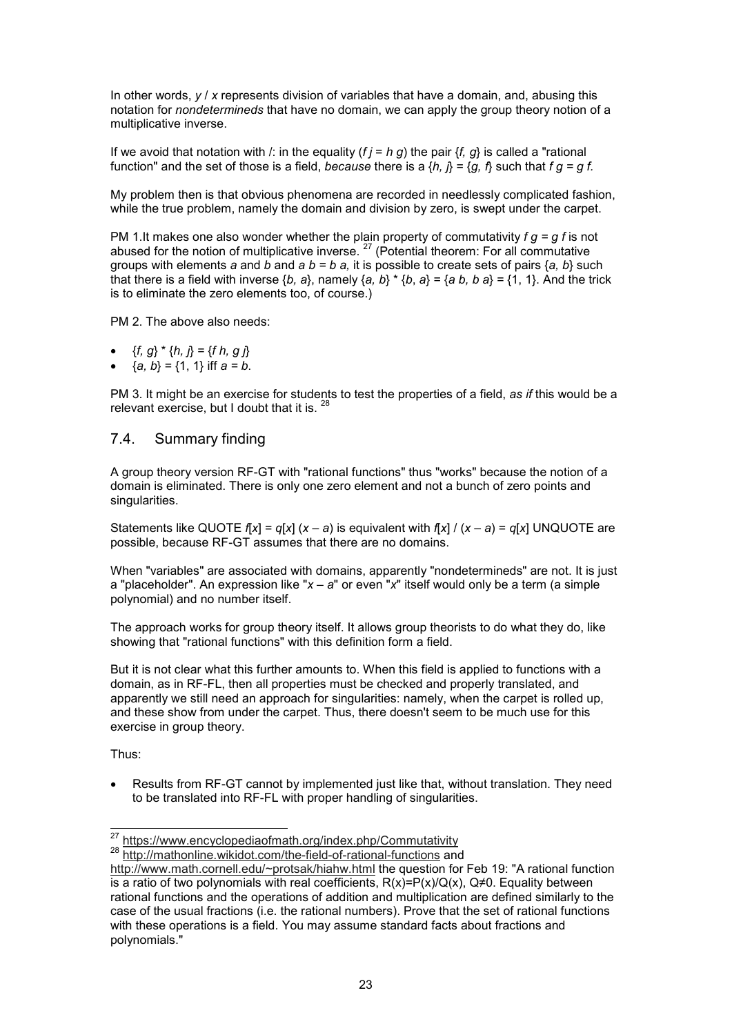In other words, $y / x$ represents division of variables that have a domain, and, abusing this notation for *nondetermineds* that have no domain, we can apply the group theory notion of a multiplicative inverse.

If we avoid that notation with /: in the equality ($f j = h g$) the pair $\{f, g\}$ is called a "rational function" and the set of those is a field, *because* there is a $\{h, j\} = \{g, f\}$ such that $f g = g f$.

My problem then is that obvious phenomena are recorded in needlessly complicated fashion, while the true problem, namely the domain and division by zero, is swept under the carpet.

PM 1.It makes one also wonder whether the plain property of commutativity $f g = g f$ is not abused for the notion of multiplicative inverse. [27] (Potential theorem: For all commutative groups with elements $a$ and $b$ and $a b = b a$, it is possible to create sets of pairs $\{a, b\}$ such that there is a field with inverse $\{b, a\}$, namely $\{a, b\} * \{b, a\} = \{a b, b a\} = \{1, 1\}$. And the trick is to eliminate the zero elements too, of course.)

PM 2. The above also needs:

- $\{f, g\} * \{h, j\} = \{f h, g j\}$
- $\{a, b\} = \{1, 1\}$ iff $a = b$.

PM 3. It might be an exercise for students to test the properties of a field, *as if* this would be a relevant exercise, but I doubt that it is. [28]

## 7.4. Summary finding

A group theory version RF-GT with "rational functions" thus "works" because the notion of a domain is eliminated. There is only one zero element and not a bunch of zero points and singularities.

Statements like QUOTE $f[x] = q[x] (x – a)$ is equivalent with $f[x] / (x – a) = q[x]$ UNQUOTE are possible, because RF-GT assumes that there are no domains.

When "variables" are associated with domains, apparently "nondetermineds" are not. It is just a "placeholder". An expression like "$x – a$" or even "$x$" itself would only be a term (a simple polynomial) and no number itself.

The approach works for group theory itself. It allows group theorists to do what they do, like showing that "rational functions" with this definition form a field.

But it is not clear what this further amounts to. When this field is applied to functions with a domain, as in RF-FL, then all properties must be checked and properly translated, and apparently we still need an approach for singularities: namely, when the carpet is rolled up, and these show from under the carpet. Thus, there doesn't seem to be much use for this exercise in group theory.

Thus:

- Results from RF-GT cannot by implemented just like that, without translation. They need to be translated into RF-FL with proper handling of singularities.

---

[27] https://www.encyclopediaofmath.org/index.php/Commutativity

[28] http://mathonline.wikidot.com/the-field-of-rational-functions and http://www.math.cornell.edu/~protsak/hiahw.html the question for Feb 19: "A rational function is a ratio of two polynomials with real coefficients, $R(x)=P(x)/Q(x)$, $Q≠0$. Equality between rational functions and the operations of addition and multiplication are defined similarly to the case of the usual fractions (i.e. the rational numbers). Prove that the set of rational functions with these operations is a field. You may assume standard facts about fractions and polynomials."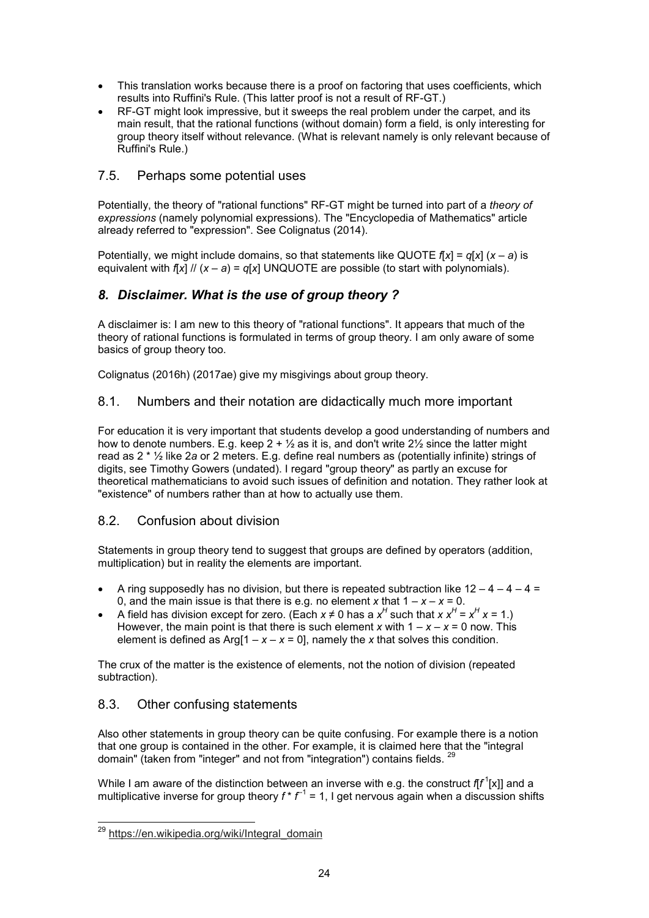- This translation works because there is a proof on factoring that uses coefficients, which results into Ruffini's Rule. (This latter proof is not a result of RF-GT.)
- RF-GT might look impressive, but it sweeps the real problem under the carpet, and its main result, that the rational functions (without domain) form a field, is only interesting for group theory itself without relevance. (What is relevant namely is only relevant because of Ruffini's Rule.)

## 7.5. Perhaps some potential uses

Potentially, the theory of "rational functions" RF-GT might be turned into part of a *theory of expressions* (namely polynomial expressions). The "Encyclopedia of Mathematics" article already referred to "expression". See Colignatus (2014).

Potentially, we might include domains, so that statements like QUOTE $f[x] = q[x] (x - a)$ is equivalent with $f[x] // (x - a) = q[x]$ UNQUOTE are possible (to start with polynomials).

# *8. Disclaimer. What is the use of group theory ?*

A disclaimer is: I am new to this theory of "rational functions". It appears that much of the theory of rational functions is formulated in terms of group theory. I am only aware of some basics of group theory too.

Colignatus (2016h) (2017ae) give my misgivings about group theory.

## 8.1. Numbers and their notation are didactically much more important

For education it is very important that students develop a good understanding of numbers and how to denote numbers. E.g. keep 2 + ½ as it is, and don't write 2½ since the latter might read as 2 * ½ like 2*a* or 2 meters. E.g. define real numbers as (potentially infinite) strings of digits, see Timothy Gowers (undated). I regard "group theory" as partly an excuse for theoretical mathematicians to avoid such issues of definition and notation. They rather look at "existence" of numbers rather than at how to actually use them.

## 8.2. Confusion about division

Statements in group theory tend to suggest that groups are defined by operators (addition, multiplication) but in reality the elements are important.

- A ring supposedly has no division, but there is repeated subtraction like $12 - 4 - 4 - 4 = 0$, and the main issue is that there is e.g. no element $x$ that $1 - x - x = 0$.
- A field has division except for zero. (Each $x \neq 0$ has a $x^H$ such that $x\, x^H = x^H x = 1$.) However, the main point is that there is such element $x$ with $1 - x - x = 0$ now. This element is defined as $\text{Arg}[1 - x - x = 0]$, namely the $x$ that solves this condition.

The crux of the matter is the existence of elements, not the notion of division (repeated subtraction).

## 8.3. Other confusing statements

Also other statements in group theory can be quite confusing. For example there is a notion that one group is contained in the other. For example, it is claimed here that the "integral domain" (taken from "integer" and not from "integration") contains fields. [29]

While I am aware of the distinction between an inverse with e.g. the construct $f[f^{-1}[x]]$ and a multiplicative inverse for group theory $f * f^{-1} = 1$, I get nervous again when a discussion shifts

---

[29] https://en.wikipedia.org/wiki/Integral_domain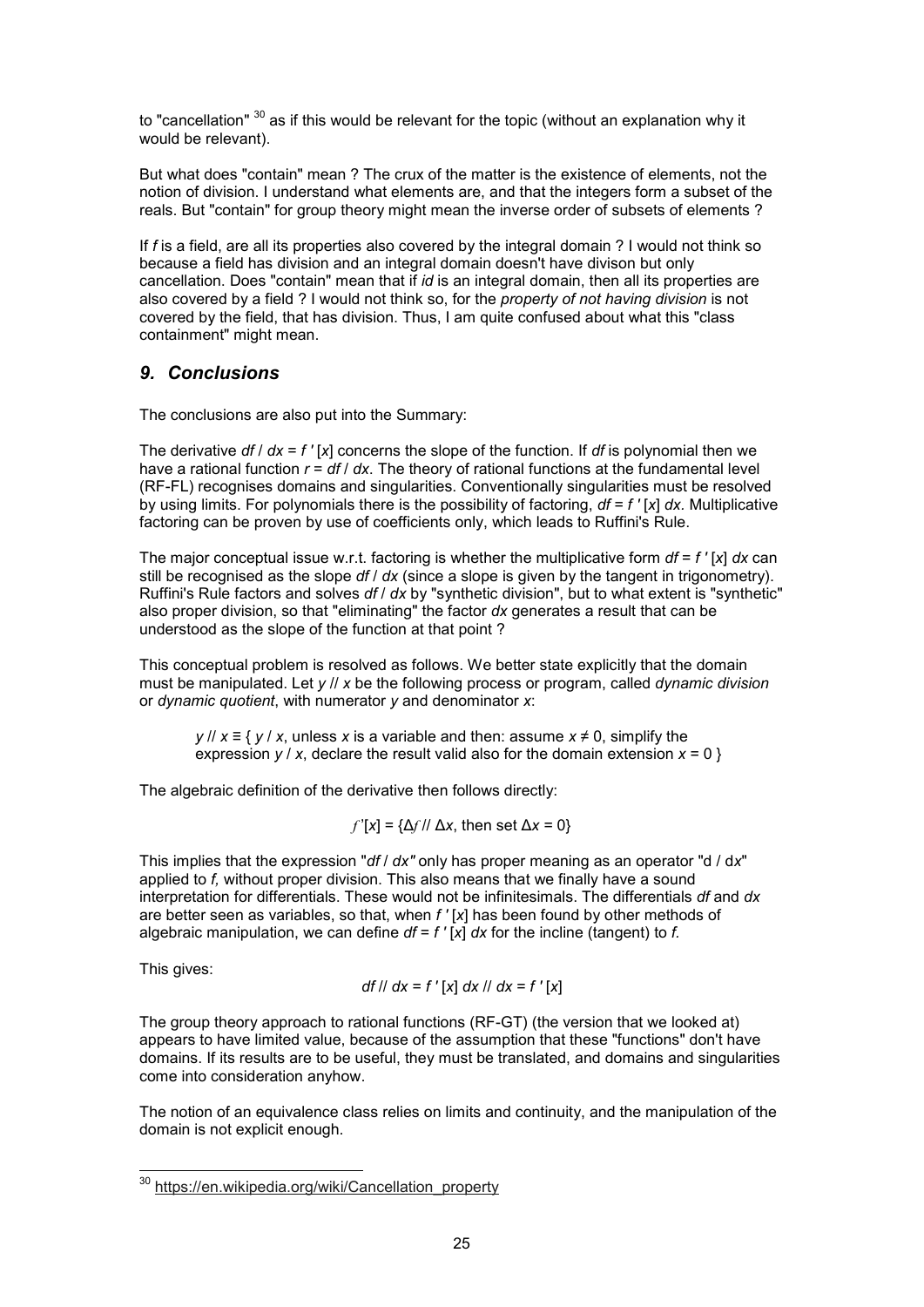to "cancellation" [30] as if this would be relevant for the topic (without an explanation why it would be relevant).

But what does "contain" mean ? The crux of the matter is the existence of elements, not the notion of division. I understand what elements are, and that the integers form a subset of the reals. But "contain" for group theory might mean the inverse order of subsets of elements ?

If $f$ is a field, are all its properties also covered by the integral domain ? I would not think so because a field has division and an integral domain doesn't have divison but only cancellation. Does "contain" mean that if $id$ is an integral domain, then all its properties are also covered by a field ? I would not think so, for the *property of not having division* is not covered by the field, that has division. Thus, I am quite confused about what this "class containment" might mean.

## *9. Conclusions*

The conclusions are also put into the Summary:

The derivative $df / dx = f'[x]$ concerns the slope of the function. If $df$ is polynomial then we have a rational function $r = df / dx$. The theory of rational functions at the fundamental level (RF-FL) recognises domains and singularities. Conventionally singularities must be resolved by using limits. For polynomials there is the possibility of factoring, $df = f'[x]\, dx$. Multiplicative factoring can be proven by use of coefficients only, which leads to Ruffini's Rule.

The major conceptual issue w.r.t. factoring is whether the multiplicative form $df = f'[x]\, dx$ can still be recognised as the slope $df / dx$ (since a slope is given by the tangent in trigonometry). Ruffini's Rule factors and solves $df / dx$ by "synthetic division", but to what extent is "synthetic" also proper division, so that "eliminating" the factor $dx$ generates a result that can be understood as the slope of the function at that point ?

This conceptual problem is resolved as follows. We better state explicitly that the domain must be manipulated. Let $y // x$ be the following process or program, called *dynamic division* or *dynamic quotient*, with numerator $y$ and denominator $x$:

> $y // x \equiv \{\, y / x$, unless $x$ is a variable and then: assume $x \neq 0$, simplify the expression $y / x$, declare the result valid also for the domain extension $x = 0 \,\}$

The algebraic definition of the derivative then follows directly:

$$f'[x] = \{\Delta f // \Delta x, \text{ then set } \Delta x = 0\}$$

This implies that the expression "$df / dx$" only has proper meaning as an operator "d / d$x$" applied to $f$, without proper division. This also means that we finally have a sound interpretation for differentials. These would not be infinitesimals. The differentials $df$ and $dx$ are better seen as variables, so that, when $f'[x]$ has been found by other methods of algebraic manipulation, we can define $df = f'[x]\, dx$ for the incline (tangent) to $f$.

This gives:

$$df // dx = f'[x]\, dx // dx = f'[x]$$

The group theory approach to rational functions (RF-GT) (the version that we looked at) appears to have limited value, because of the assumption that these "functions" don't have domains. If its results are to be useful, they must be translated, and domains and singularities come into consideration anyhow.

The notion of an equivalence class relies on limits and continuity, and the manipulation of the domain is not explicit enough.

---

[30] https://en.wikipedia.org/wiki/Cancellation_property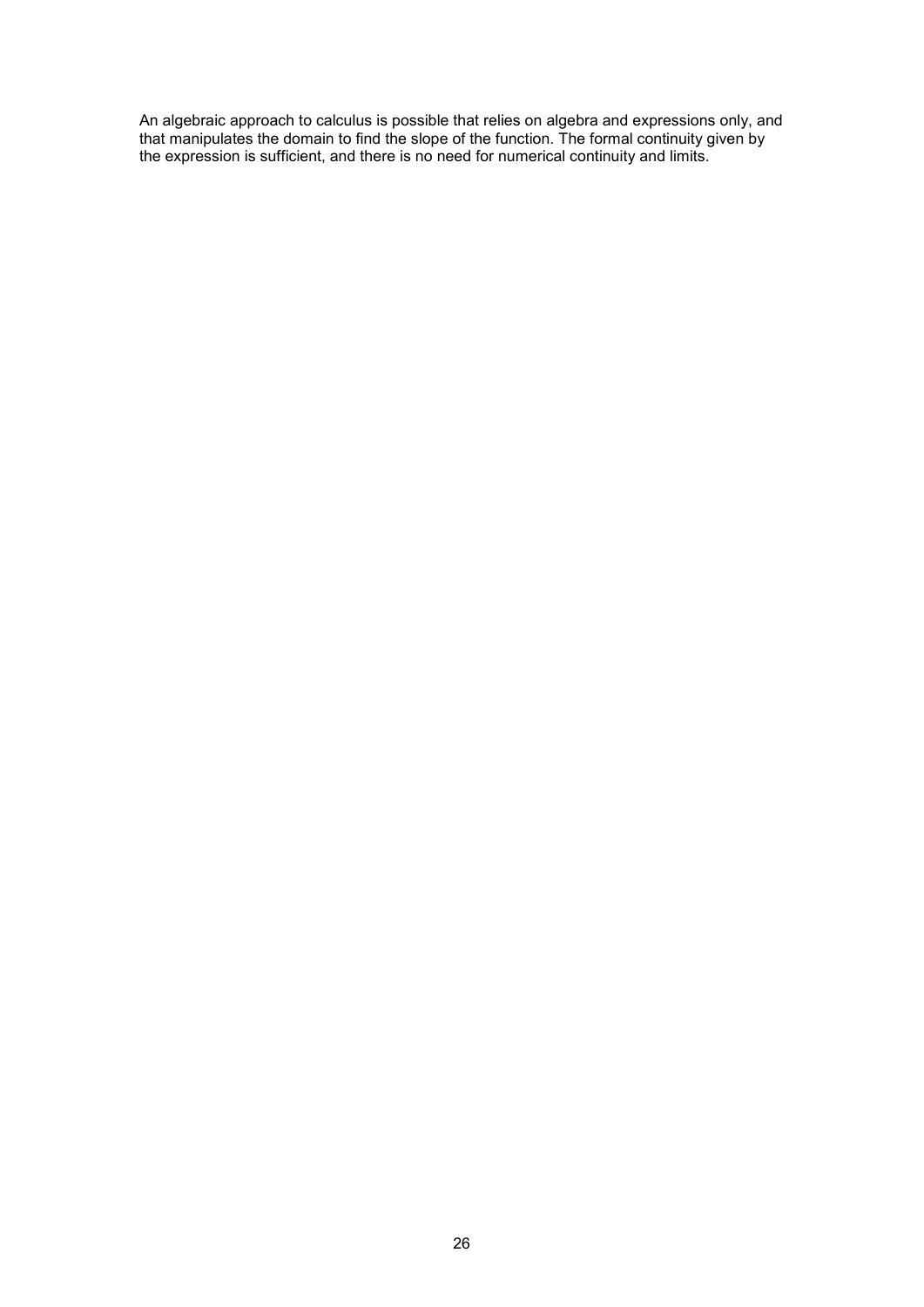An algebraic approach to calculus is possible that relies on algebra and expressions only, and that manipulates the domain to find the slope of the function. The formal continuity given by the expression is sufficient, and there is no need for numerical continuity and limits.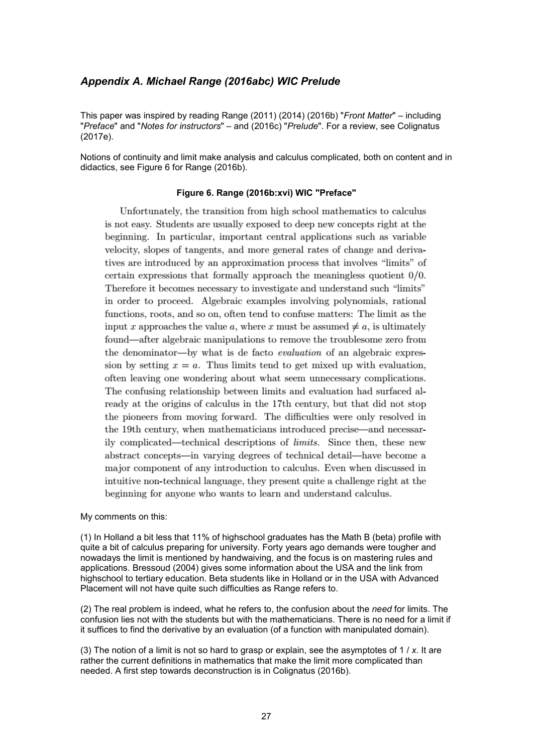## *Appendix A. Michael Range (2016abc) WIC Prelude*

This paper was inspired by reading Range (2011) (2014) (2016b) "*Front Matter*" – including "*Preface*" and "*Notes for instructors*" – and (2016c) "*Prelude*". For a review, see Colignatus (2017e).

Notions of continuity and limit make analysis and calculus complicated, both on content and in didactics, see Figure 6 for Range (2016b).

**Figure 6. Range (2016b:xvi) WIC "Preface"**

> Unfortunately, the transition from high school mathematics to calculus is not easy. Students are usually exposed to deep new concepts right at the beginning. In particular, important central applications such as variable velocity, slopes of tangents, and more general rates of change and derivatives are introduced by an approximation process that involves "limits" of certain expressions that formally approach the meaningless quotient $0/0$. Therefore it becomes necessary to investigate and understand such "limits" in order to proceed. Algebraic examples involving polynomials, rational functions, roots, and so on, often tend to confuse matters: The limit as the input $x$ approaches the value $a$, where $x$ must be assumed $\neq a$, is ultimately found—after algebraic manipulations to remove the troublesome zero from the denominator—by what is de facto *evaluation* of an algebraic expression by setting $x = a$. Thus limits tend to get mixed up with evaluation, often leaving one wondering about what seem unnecessary complications. The confusing relationship between limits and evaluation had surfaced already at the origins of calculus in the 17th century, but that did not stop the pioneers from moving forward. The difficulties were only resolved in the 19th century, when mathematicians introduced precise—and necessarily complicated—technical descriptions of *limits*. Since then, these new abstract concepts—in varying degrees of technical detail—have become a major component of any introduction to calculus. Even when discussed in intuitive non-technical language, they present quite a challenge right at the beginning for anyone who wants to learn and understand calculus.

My comments on this:

(1) In Holland a bit less that 11% of highschool graduates has the Math B (beta) profile with quite a bit of calculus preparing for university. Forty years ago demands were tougher and nowadays the limit is mentioned by handwaiving, and the focus is on mastering rules and applications. Bressoud (2004) gives some information about the USA and the link from highschool to tertiary education. Beta students like in Holland or in the USA with Advanced Placement will not have quite such difficulties as Range refers to.

(2) The real problem is indeed, what he refers to, the confusion about the *need* for limits. The confusion lies not with the students but with the mathematicians. There is no need for a limit if it suffices to find the derivative by an evaluation (of a function with manipulated domain).

(3) The notion of a limit is not so hard to grasp or explain, see the asymptotes of $1 / x$. It are rather the current definitions in mathematics that make the limit more complicated than needed. A first step towards deconstruction is in Colignatus (2016b).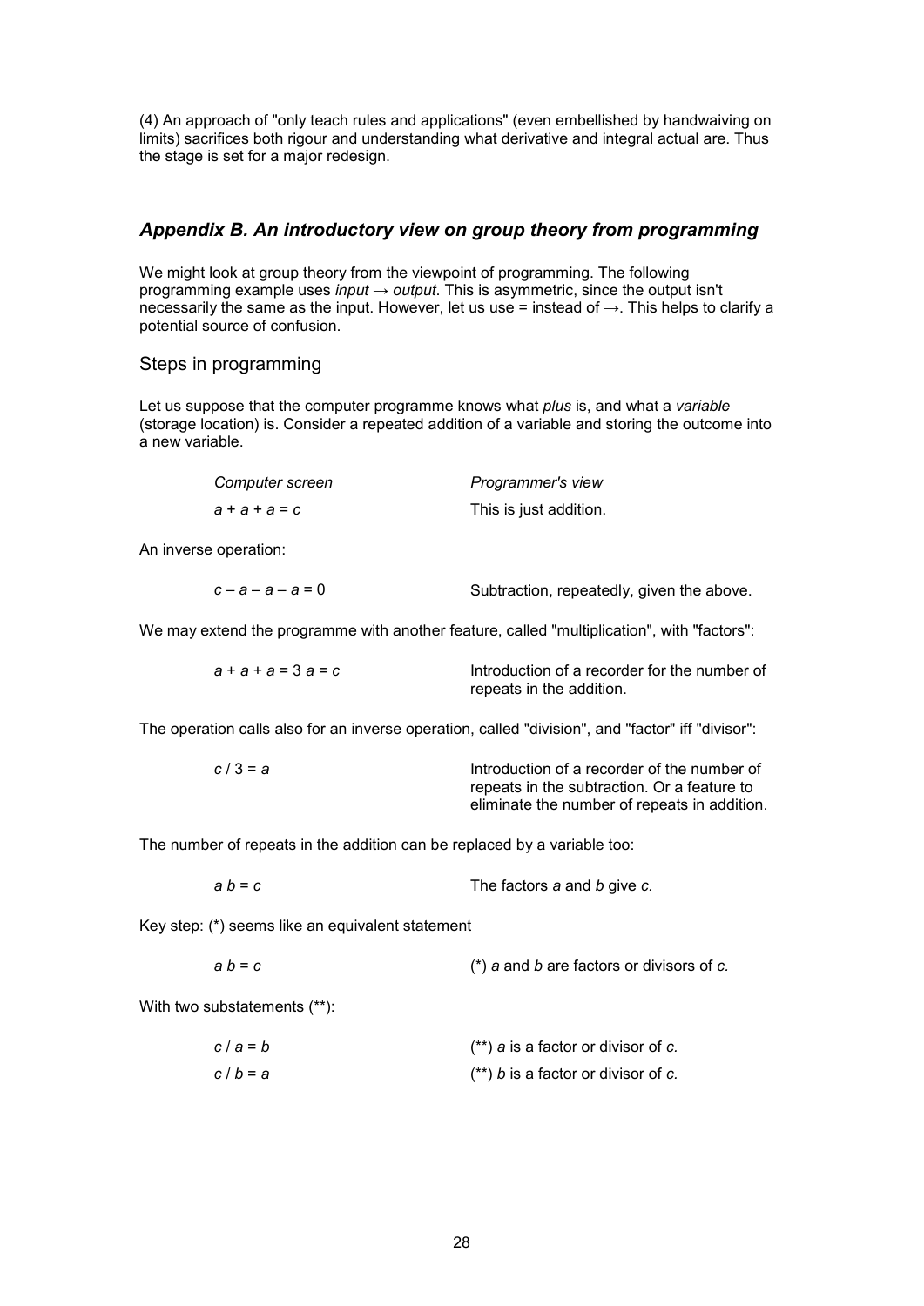(4) An approach of "only teach rules and applications" (even embellished by handwaiving on limits) sacrifices both rigour and understanding what derivative and integral actual are. Thus the stage is set for a major redesign.

## *Appendix B. An introductory view on group theory from programming*

We might look at group theory from the viewpoint of programming. The following programming example uses *input* → *output*. This is asymmetric, since the output isn't necessarily the same as the input. However, let us use = instead of →. This helps to clarify a potential source of confusion.

### Steps in programming

Let us suppose that the computer programme knows what *plus* is, and what a *variable* (storage location) is. Consider a repeated addition of a variable and storing the outcome into a new variable.

| *Computer screen* | *Programmer's view* |
|---|---|
| $a + a + a = c$ | This is just addition. |

An inverse operation:

| | |
|---|---|
| $c - a - a - a = 0$ | Subtraction, repeatedly, given the above. |

We may extend the programme with another feature, called "multiplication", with "factors":

| | |
|---|---|
| $a + a + a = 3\ a = c$ | Introduction of a recorder for the number of repeats in the addition. |

The operation calls also for an inverse operation, called "division", and "factor" iff "divisor":

| | |
|---|---|
| $c / 3 = a$ | Introduction of a recorder of the number of repeats in the subtraction. Or a feature to eliminate the number of repeats in addition. |

The number of repeats in the addition can be replaced by a variable too:

| | |
|---|---|
| $a\ b = c$ | The factors *a* and *b* give *c*. |

Key step: (*) seems like an equivalent statement

| | |
|---|---|
| $a\ b = c$ | (*) *a* and *b* are factors or divisors of *c*. |

With two substatements (**):

| | |
|---|---|
| $c / a = b$ | (**) *a* is a factor or divisor of *c*. |
| $c / b = a$ | (**) *b* is a factor or divisor of *c*. |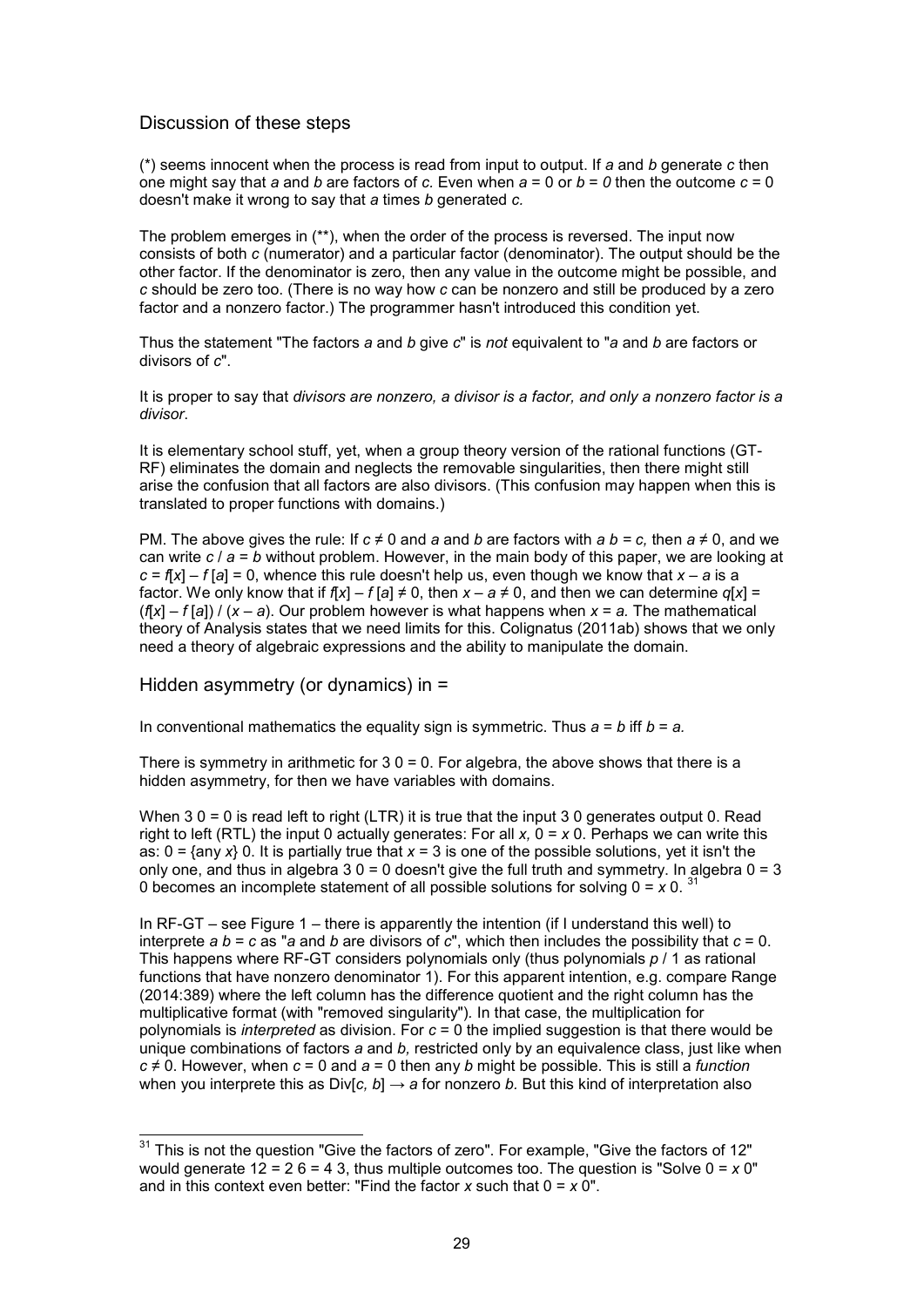## Discussion of these steps

(*) seems innocent when the process is read from input to output. If $a$ and $b$ generate $c$ then one might say that $a$ and $b$ are factors of $c$. Even when $a = 0$ or $b = 0$ then the outcome $c = 0$ doesn't make it wrong to say that $a$ times $b$ generated $c$.

The problem emerges in (**), when the order of the process is reversed. The input now consists of both $c$ (numerator) and a particular factor (denominator). The output should be the other factor. If the denominator is zero, then any value in the outcome might be possible, and $c$ should be zero too. (There is no way how $c$ can be nonzero and still be produced by a zero factor and a nonzero factor.) The programmer hasn't introduced this condition yet.

Thus the statement "The factors $a$ and $b$ give $c$" is *not* equivalent to "$a$ and $b$ are factors or divisors of $c$".

It is proper to say that *divisors are nonzero, a divisor is a factor, and only a nonzero factor is a divisor*.

It is elementary school stuff, yet, when a group theory version of the rational functions (GT-RF) eliminates the domain and neglects the removable singularities, then there might still arise the confusion that all factors are also divisors. (This confusion may happen when this is translated to proper functions with domains.)

PM. The above gives the rule: If $c \neq 0$ and $a$ and $b$ are factors with $a\ b = c$, then $a \neq 0$, and we can write $c / a = b$ without problem. However, in the main body of this paper, we are looking at $c = f[x] - f[a] = 0$, whence this rule doesn't help us, even though we know that $x - a$ is a factor. We only know that if $f[x] - f[a] \neq 0$, then $x - a \neq 0$, and then we can determine $q[x] = (f[x] - f[a]) / (x - a)$. Our problem however is what happens when $x = a$. The mathematical theory of Analysis states that we need limits for this. Colignatus (2011ab) shows that we only need a theory of algebraic expressions and the ability to manipulate the domain.

## Hidden asymmetry (or dynamics) in =

In conventional mathematics the equality sign is symmetric. Thus $a = b$ iff $b = a$.

There is symmetry in arithmetic for $3\ 0 = 0$. For algebra, the above shows that there is a hidden asymmetry, for then we have variables with domains.

When $3\ 0 = 0$ is read left to right (LTR) it is true that the input $3\ 0$ generates output 0. Read right to left (RTL) the input 0 actually generates: For all $x$, $0 = x\ 0$. Perhaps we can write this as: $0 = \{\text{any } x\}\ 0$. It is partially true that $x = 3$ is one of the possible solutions, yet it isn't the only one, and thus in algebra $3\ 0 = 0$ doesn't give the full truth and symmetry. In algebra $0 = 3\ 0$ becomes an incomplete statement of all possible solutions for solving $0 = x\ 0$. [31]

In RF-GT – see Figure 1 – there is apparently the intention (if I understand this well) to interprete $a\ b = c$ as "$a$ and $b$ are divisors of $c$", which then includes the possibility that $c = 0$. This happens where RF-GT considers polynomials only (thus polynomials $p$ / 1 as rational functions that have nonzero denominator 1). For this apparent intention, e.g. compare Range (2014:389) where the left column has the difference quotient and the right column has the multiplicative format (with "removed singularity"). In that case, the multiplication for polynomials is *interpreted* as division. For $c = 0$ the implied suggestion is that there would be unique combinations of factors $a$ and $b$, restricted only by an equivalence class, just like when $c \neq 0$. However, when $c = 0$ and $a = 0$ then any $b$ might be possible. This is still a *function* when you interprete this as $\text{Div}[c, b] \rightarrow a$ for nonzero $b$. But this kind of interpretation also

---

[31] This is not the question "Give the factors of zero". For example, "Give the factors of 12" would generate $12 = 2\ 6 = 4\ 3$, thus multiple outcomes too. The question is "Solve $0 = x\ 0$" and in this context even better: "Find the factor $x$ such that $0 = x\ 0$".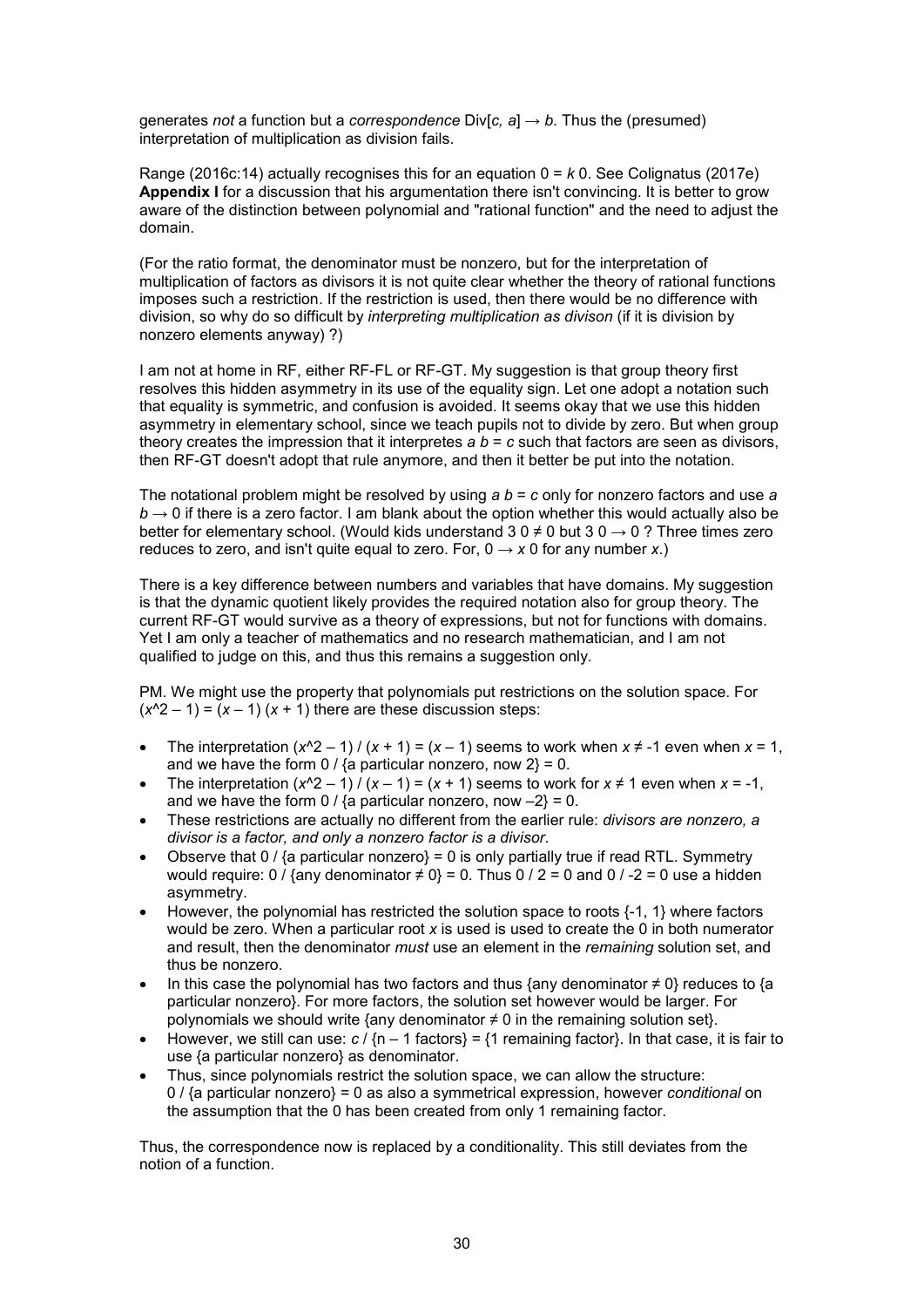generates *not* a function but a *correspondence* Div[$c$, $a$] $\rightarrow b$. Thus the (presumed) interpretation of multiplication as division fails.

Range (2016c:14) actually recognises this for an equation $0 = k\ 0$. See Colignatus (2017e) **Appendix I** for a discussion that his argumentation there isn't convincing. It is better to grow aware of the distinction between polynomial and "rational function" and the need to adjust the domain.

(For the ratio format, the denominator must be nonzero, but for the interpretation of multiplication of factors as divisors it is not quite clear whether the theory of rational functions imposes such a restriction. If the restriction is used, then there would be no difference with division, so why do so difficult by *interpreting multiplication as divison* (if it is division by nonzero elements anyway) ?)

I am not at home in RF, either RF-FL or RF-GT. My suggestion is that group theory first resolves this hidden asymmetry in its use of the equality sign. Let one adopt a notation such that equality is symmetric, and confusion is avoided. It seems okay that we use this hidden asymmetry in elementary school, since we teach pupils not to divide by zero. But when group theory creates the impression that it interpretes $a\ b = c$ such that factors are seen as divisors, then RF-GT doesn't adopt that rule anymore, and then it better be put into the notation.

The notational problem might be resolved by using $a\ b = c$ only for nonzero factors and use $a\ b \rightarrow 0$ if there is a zero factor. I am blank about the option whether this would actually also be better for elementary school. (Would kids understand $3\ 0 \neq 0$ but $3\ 0 \rightarrow 0$ ? Three times zero reduces to zero, and isn't quite equal to zero. For, $0 \rightarrow x\ 0$ for any number $x$.)

There is a key difference between numbers and variables that have domains. My suggestion is that the dynamic quotient likely provides the required notation also for group theory. The current RF-GT would survive as a theory of expressions, but not for functions with domains. Yet I am only a teacher of mathematics and no research mathematician, and I am not qualified to judge on this, and thus this remains a suggestion only.

PM. We might use the property that polynomials put restrictions on the solution space. For $(x^2 - 1) = (x - 1)(x + 1)$ there are these discussion steps:

- The interpretation $(x^2 - 1) / (x + 1) = (x - 1)$ seems to work when $x \neq -1$ even when $x = 1$, and we have the form $0$ / {a particular nonzero, now 2} = 0.
- The interpretation $(x^2 - 1) / (x - 1) = (x + 1)$ seems to work for $x \neq 1$ even when $x = -1$, and we have the form $0$ / {a particular nonzero, now $-2$} = 0.
- These restrictions are actually no different from the earlier rule: *divisors are nonzero, a divisor is a factor, and only a nonzero factor is a divisor*.
- Observe that 0 / {a particular nonzero} = 0 is only partially true if read RTL. Symmetry would require: 0 / {any denominator $\neq 0$} = 0. Thus $0 / 2 = 0$ and $0 / -2 = 0$ use a hidden asymmetry.
- However, the polynomial has restricted the solution space to roots {-1, 1} where factors would be zero. When a particular root $x$ is used is used to create the 0 in both numerator and result, then the denominator *must* use an element in the *remaining* solution set, and thus be nonzero.
- In this case the polynomial has two factors and thus {any denominator $\neq 0$} reduces to {a particular nonzero}. For more factors, the solution set however would be larger. For polynomials we should write {any denominator $\neq 0$ in the remaining solution set}.
- However, we still can use: $c$ / {n – 1 factors} = {1 remaining factor}. In that case, it is fair to use {a particular nonzero} as denominator.
- Thus, since polynomials restrict the solution space, we can allow the structure: 0 / {a particular nonzero} = 0 as also a symmetrical expression, however *conditional* on the assumption that the 0 has been created from only 1 remaining factor.

Thus, the correspondence now is replaced by a conditionality. This still deviates from the notion of a function.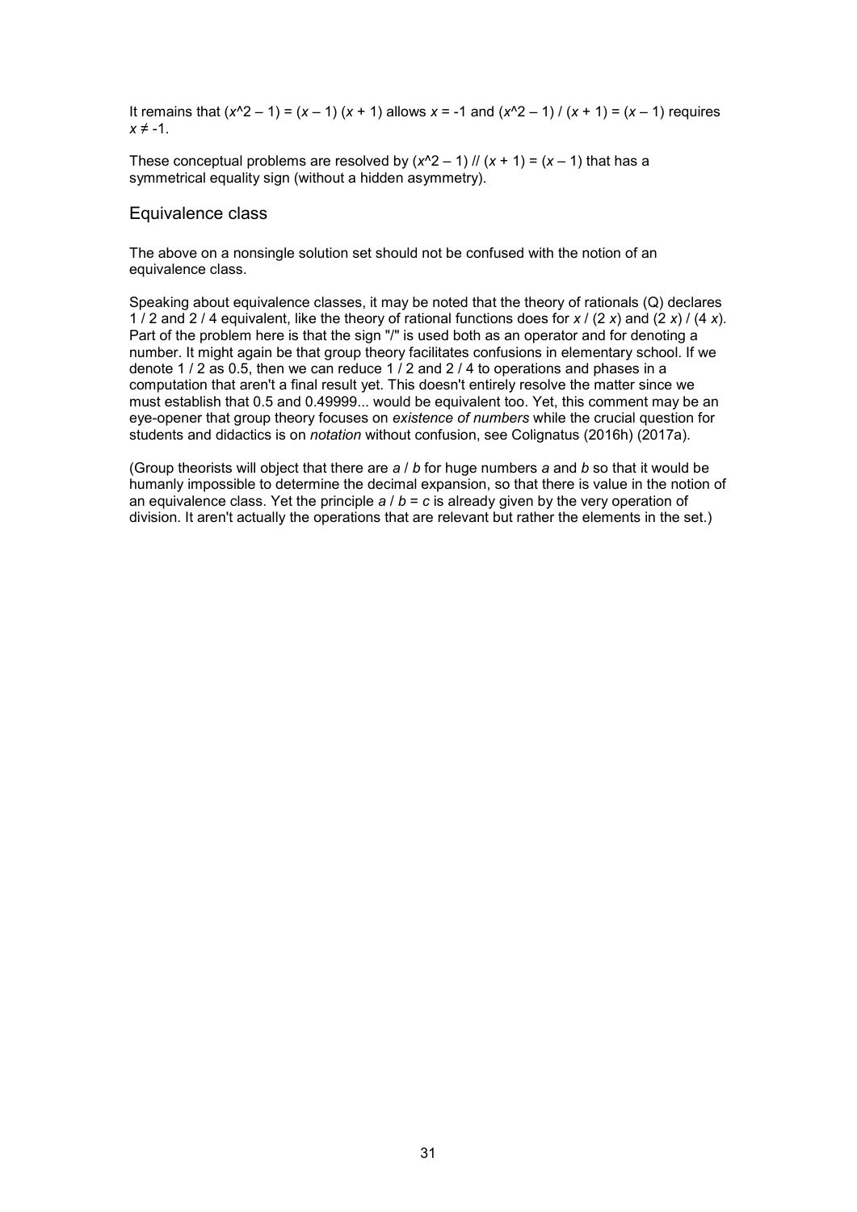It remains that $(x^2 - 1) = (x - 1)(x + 1)$ allows $x = -1$ and $(x^2 - 1) / (x + 1) = (x - 1)$ requires $x \neq -1$.

These conceptual problems are resolved by $(x^2 - 1) \mathbin{//} (x + 1) = (x - 1)$ that has a symmetrical equality sign (without a hidden asymmetry).

## Equivalence class

The above on a nonsingle solution set should not be confused with the notion of an equivalence class.

Speaking about equivalence classes, it may be noted that the theory of rationals (Q) declares 1 / 2 and 2 / 4 equivalent, like the theory of rational functions does for $x / (2x)$ and $(2x) / (4x)$. Part of the problem here is that the sign "/" is used both as an operator and for denoting a number. It might again be that group theory facilitates confusions in elementary school. If we denote 1 / 2 as 0.5, then we can reduce 1 / 2 and 2 / 4 to operations and phases in a computation that aren't a final result yet. This doesn't entirely resolve the matter since we must establish that 0.5 and 0.49999... would be equivalent too. Yet, this comment may be an eye-opener that group theory focuses on *existence of numbers* while the crucial question for students and didactics is on *notation* without confusion, see Colignatus (2016h) (2017a).

(Group theorists will object that there are $a / b$ for huge numbers $a$ and $b$ so that it would be humanly impossible to determine the decimal expansion, so that there is value in the notion of an equivalence class. Yet the principle $a / b = c$ is already given by the very operation of division. It aren't actually the operations that are relevant but rather the elements in the set.)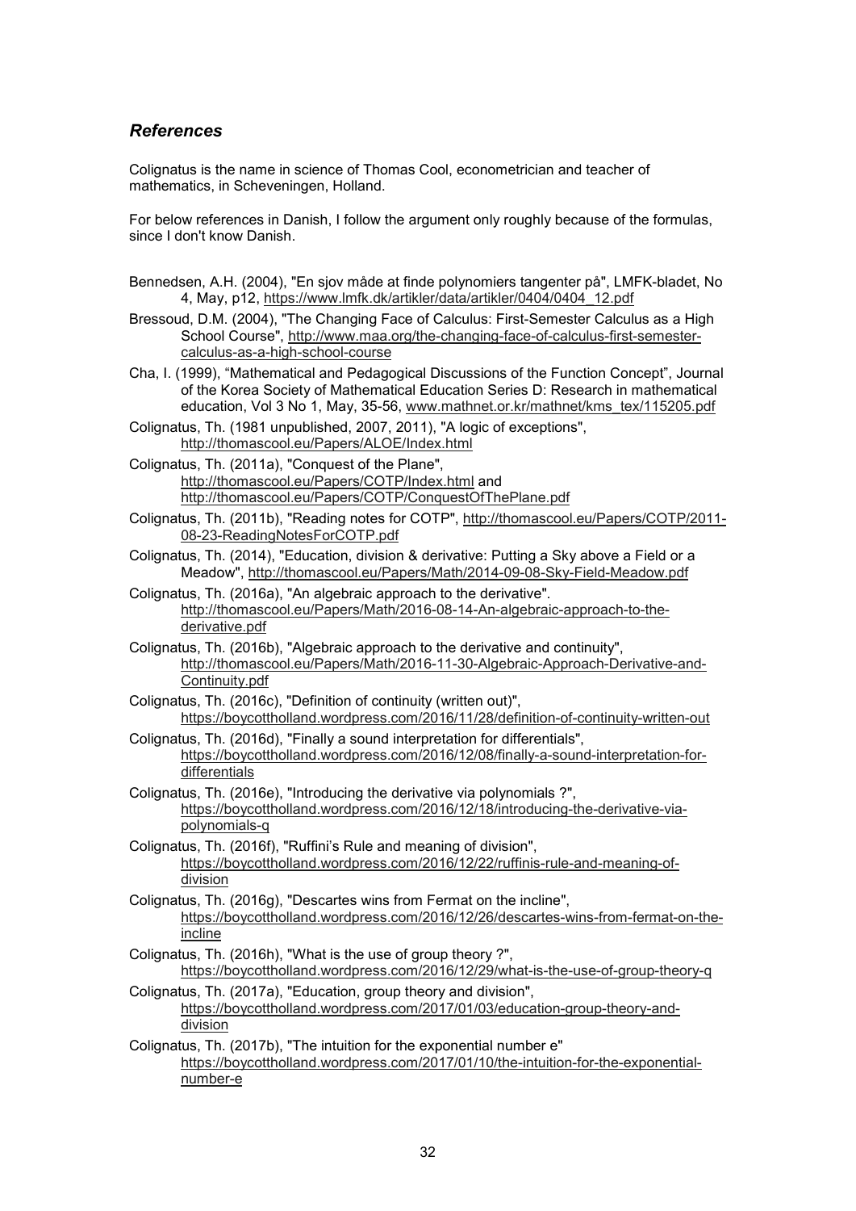### *References*

Colignatus is the name in science of Thomas Cool, econometrician and teacher of mathematics, in Scheveningen, Holland.

For below references in Danish, I follow the argument only roughly because of the formulas, since I don't know Danish.

Bennedsen, A.H. (2004), "En sjov måde at finde polynomiers tangenter på", LMFK-bladet, No 4, May, p12, https://www.lmfk.dk/artikler/data/artikler/0404/0404_12.pdf

Bressoud, D.M. (2004), "The Changing Face of Calculus: First-Semester Calculus as a High School Course", http://www.maa.org/the-changing-face-of-calculus-first-semester-calculus-as-a-high-school-course

Cha, I. (1999), "Mathematical and Pedagogical Discussions of the Function Concept", Journal of the Korea Society of Mathematical Education Series D: Research in mathematical education, Vol 3 No 1, May, 35-56, www.mathnet.or.kr/mathnet/kms_tex/115205.pdf

Colignatus, Th. (1981 unpublished, 2007, 2011), "A logic of exceptions", http://thomascool.eu/Papers/ALOE/Index.html

Colignatus, Th. (2011a), "Conquest of the Plane", http://thomascool.eu/Papers/COTP/Index.html and http://thomascool.eu/Papers/COTP/ConquestOfThePlane.pdf

Colignatus, Th. (2011b), "Reading notes for COTP", http://thomascool.eu/Papers/COTP/2011-08-23-ReadingNotesForCOTP.pdf

Colignatus, Th. (2014), "Education, division & derivative: Putting a Sky above a Field or a Meadow", http://thomascool.eu/Papers/Math/2014-09-08-Sky-Field-Meadow.pdf

Colignatus, Th. (2016a), "An algebraic approach to the derivative". http://thomascool.eu/Papers/Math/2016-08-14-An-algebraic-approach-to-the-derivative.pdf

Colignatus, Th. (2016b), "Algebraic approach to the derivative and continuity", http://thomascool.eu/Papers/Math/2016-11-30-Algebraic-Approach-Derivative-and-Continuity.pdf

Colignatus, Th. (2016c), "Definition of continuity (written out)", https://boycottholland.wordpress.com/2016/11/28/definition-of-continuity-written-out

Colignatus, Th. (2016d), "Finally a sound interpretation for differentials", https://boycottholland.wordpress.com/2016/12/08/finally-a-sound-interpretation-for-differentials

Colignatus, Th. (2016e), "Introducing the derivative via polynomials ?", https://boycottholland.wordpress.com/2016/12/18/introducing-the-derivative-via-polynomials-q

Colignatus, Th. (2016f), "Ruffini's Rule and meaning of division", https://boycottholland.wordpress.com/2016/12/22/ruffinis-rule-and-meaning-of-division

Colignatus, Th. (2016g), "Descartes wins from Fermat on the incline", https://boycottholland.wordpress.com/2016/12/26/descartes-wins-from-fermat-on-the-incline

Colignatus, Th. (2016h), "What is the use of group theory ?", https://boycottholland.wordpress.com/2016/12/29/what-is-the-use-of-group-theory-q

Colignatus, Th. (2017a), "Education, group theory and division", https://boycottholland.wordpress.com/2017/01/03/education-group-theory-and-division

Colignatus, Th. (2017b), "The intuition for the exponential number e" https://boycottholland.wordpress.com/2017/01/10/the-intuition-for-the-exponential-number-e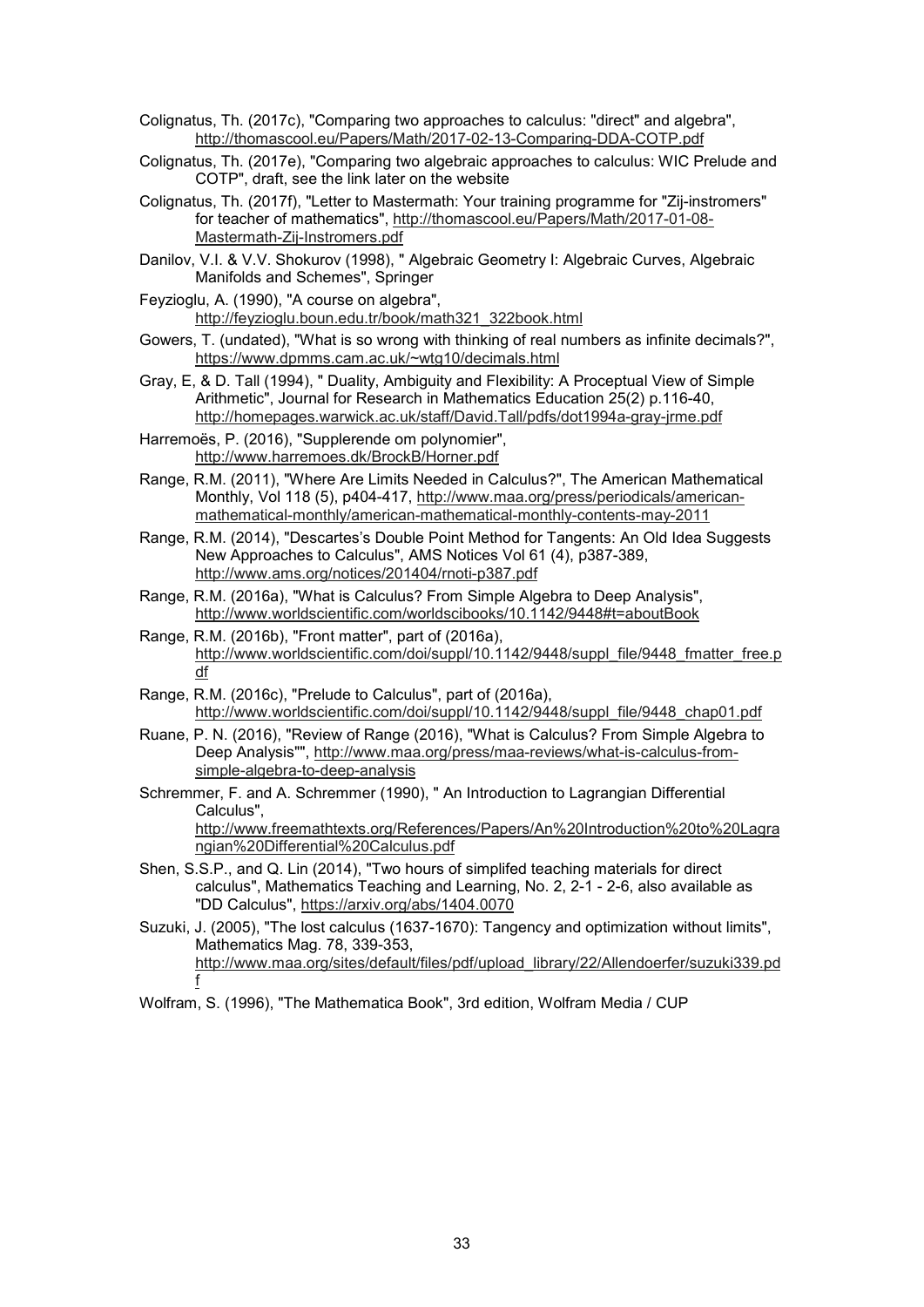Colignatus, Th. (2017c), "Comparing two approaches to calculus: "direct" and algebra", http://thomascool.eu/Papers/Math/2017-02-13-Comparing-DDA-COTP.pdf

Colignatus, Th. (2017e), "Comparing two algebraic approaches to calculus: WIC Prelude and COTP", draft, see the link later on the website

Colignatus, Th. (2017f), "Letter to Mastermath: Your training programme for "Zij-instromers" for teacher of mathematics", http://thomascool.eu/Papers/Math/2017-01-08-Mastermath-Zij-Instromers.pdf

Danilov, V.I. & V.V. Shokurov (1998), " Algebraic Geometry I: Algebraic Curves, Algebraic Manifolds and Schemes", Springer

Feyzioglu, A. (1990), "A course on algebra", http://feyzioglu.boun.edu.tr/book/math321_322book.html

Gowers, T. (undated), "What is so wrong with thinking of real numbers as infinite decimals?", https://www.dpmms.cam.ac.uk/~wtg10/decimals.html

Gray, E, & D. Tall (1994), " Duality, Ambiguity and Flexibility: A Proceptual View of Simple Arithmetic", Journal for Research in Mathematics Education 25(2) p.116-40, http://homepages.warwick.ac.uk/staff/David.Tall/pdfs/dot1994a-gray-jrme.pdf

Harremoës, P. (2016), "Supplerende om polynomier", http://www.harremoes.dk/BrockB/Horner.pdf

Range, R.M. (2011), "Where Are Limits Needed in Calculus?", The American Mathematical Monthly, Vol 118 (5), p404-417, http://www.maa.org/press/periodicals/american-mathematical-monthly/american-mathematical-monthly-contents-may-2011

Range, R.M. (2014), "Descartes's Double Point Method for Tangents: An Old Idea Suggests New Approaches to Calculus", AMS Notices Vol 61 (4), p387-389, http://www.ams.org/notices/201404/rnoti-p387.pdf

Range, R.M. (2016a), "What is Calculus? From Simple Algebra to Deep Analysis", http://www.worldscientific.com/worldscibooks/10.1142/9448#t=aboutBook

Range, R.M. (2016b), "Front matter", part of (2016a), http://www.worldscientific.com/doi/suppl/10.1142/9448/suppl_file/9448_fmatter_free.pdf

Range, R.M. (2016c), "Prelude to Calculus", part of (2016a), http://www.worldscientific.com/doi/suppl/10.1142/9448/suppl_file/9448_chap01.pdf

Ruane, P. N. (2016), "Review of Range (2016), "What is Calculus? From Simple Algebra to Deep Analysis"", http://www.maa.org/press/maa-reviews/what-is-calculus-from-simple-algebra-to-deep-analysis

Schremmer, F. and A. Schremmer (1990), " An Introduction to Lagrangian Differential Calculus", http://www.freemathtexts.org/References/Papers/An%20Introduction%20to%20Lagrangian%20Differential%20Calculus.pdf

Shen, S.S.P., and Q. Lin (2014), "Two hours of simplifed teaching materials for direct calculus", Mathematics Teaching and Learning, No. 2, 2-1 - 2-6, also available as "DD Calculus", https://arxiv.org/abs/1404.0070

Suzuki, J. (2005), "The lost calculus (1637-1670): Tangency and optimization without limits", Mathematics Mag. 78, 339-353, http://www.maa.org/sites/default/files/pdf/upload_library/22/Allendoerfer/suzuki339.pdf

Wolfram, S. (1996), "The Mathematica Book", 3rd edition, Wolfram Media / CUP